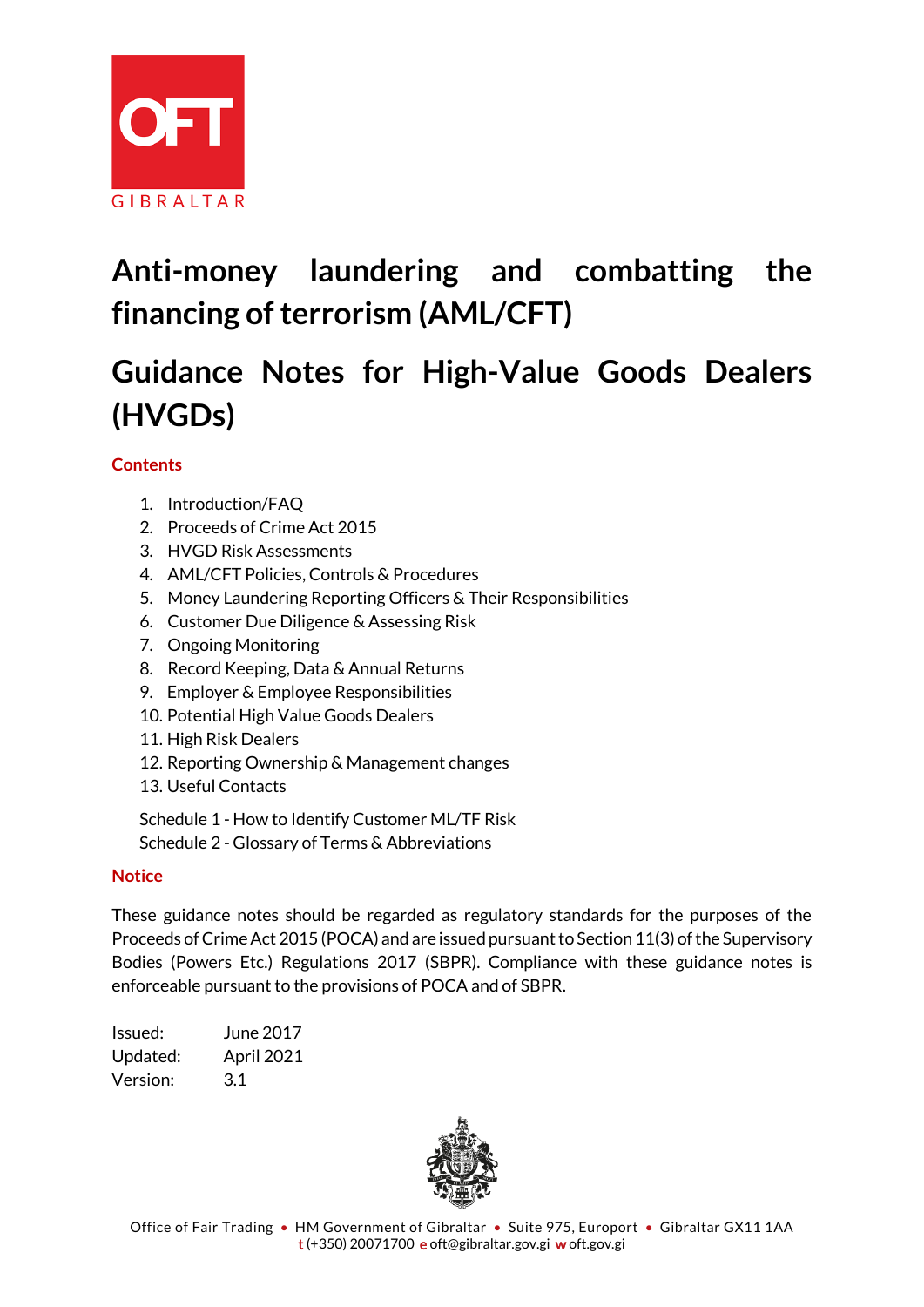OFT GIBRALTAR

# Anti-money laundering and combatting the financing of terrorism (AML/CFT)

# Guidance Notes for High-Value Goods Dealers (HVGDs)

## Contents

1. Introduction/FAQ
2. Proceeds of Crime Act 2015
3. HVGD Risk Assessments
4. AML/CFT Policies, Controls & Procedures
5. Money Laundering Reporting Officers & Their Responsibilities
6. Customer Due Diligence & Assessing Risk
7. Ongoing Monitoring
8. Record Keeping, Data & Annual Returns
9. Employer & Employee Responsibilities
10. Potential High Value Goods Dealers
11. High Risk Dealers
12. Reporting Ownership & Management changes
13. Useful Contacts

Schedule 1 - How to Identify Customer ML/TF Risk
Schedule 2 - Glossary of Terms & Abbreviations

## Notice

These guidance notes should be regarded as regulatory standards for the purposes of the Proceeds of Crime Act 2015 (POCA) and are issued pursuant to Section 11(3) of the Supervisory Bodies (Powers Etc.) Regulations 2017 (SBPR). Compliance with these guidance notes is enforceable pursuant to the provisions of POCA and of SBPR.

Issued: June 2017
Updated: April 2021
Version: 3.1

Office of Fair Trading • HM Government of Gibraltar • Suite 975, Europort • Gibraltar GX11 1AA
t (+350) 20071700 e oft@gibraltar.gov.gi w oft.gov.gi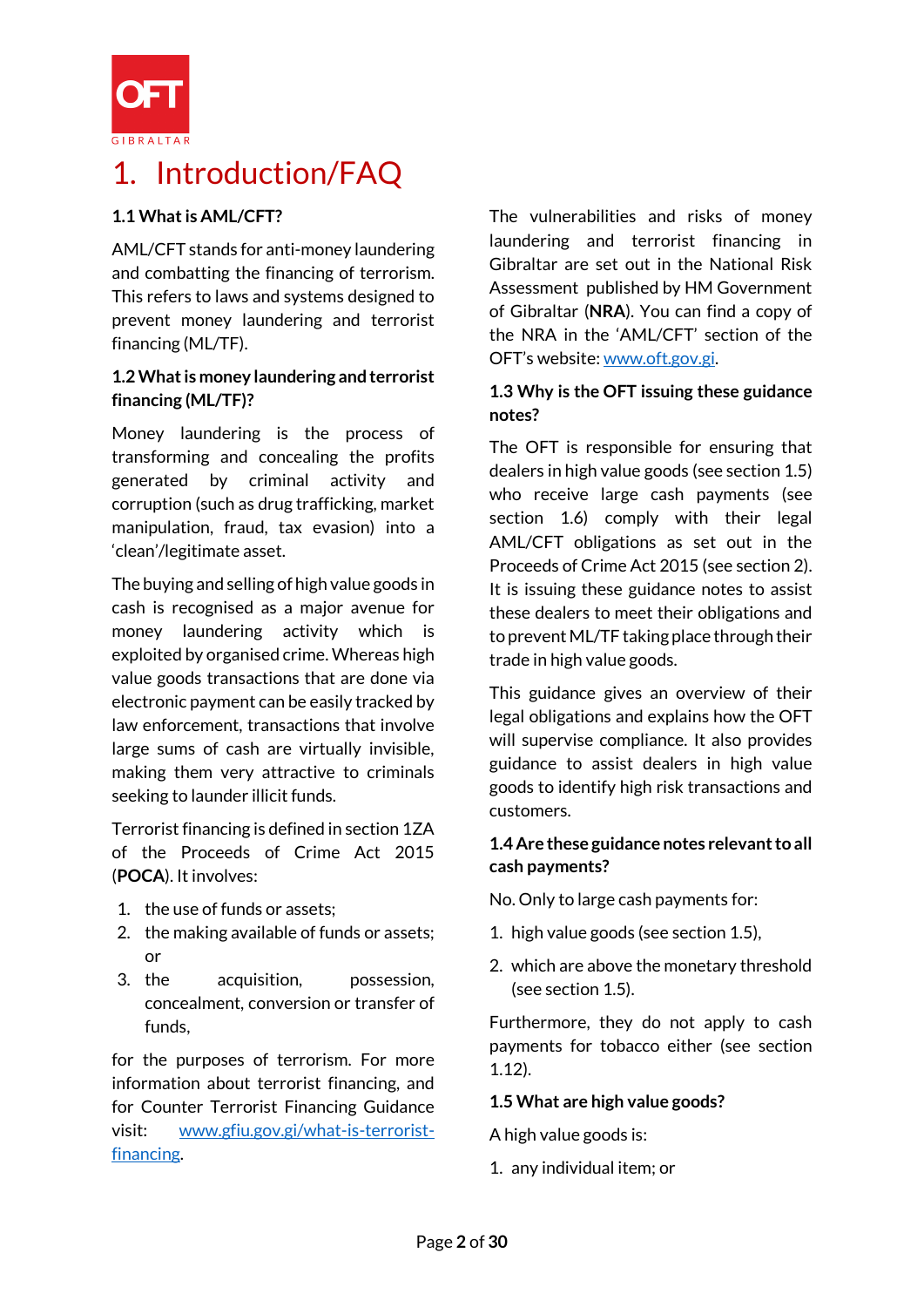# 1. Introduction/FAQ

**1.1 What is AML/CFT?**

AML/CFT stands for anti-money laundering and combatting the financing of terrorism. This refers to laws and systems designed to prevent money laundering and terrorist financing (ML/TF).

**1.2 What is money laundering and terrorist financing (ML/TF)?**

Money laundering is the process of transforming and concealing the profits generated by criminal activity and corruption (such as drug trafficking, market manipulation, fraud, tax evasion) into a 'clean'/legitimate asset.

The buying and selling of high value goods in cash is recognised as a major avenue for money laundering activity which is exploited by organised crime. Whereas high value goods transactions that are done via electronic payment can be easily tracked by law enforcement, transactions that involve large sums of cash are virtually invisible, making them very attractive to criminals seeking to launder illicit funds.

Terrorist financing is defined in section 1ZA of the Proceeds of Crime Act 2015 (**POCA**). It involves:

1. the use of funds or assets;
2. the making available of funds or assets; or
3. the acquisition, possession, concealment, conversion or transfer of funds,

for the purposes of terrorism. For more information about terrorist financing, and for Counter Terrorist Financing Guidance visit: [www.gfiu.gov.gi/what-is-terrorist-financing](www.gfiu.gov.gi/what-is-terrorist-financing).

The vulnerabilities and risks of money laundering and terrorist financing in Gibraltar are set out in the National Risk Assessment published by HM Government of Gibraltar (**NRA**). You can find a copy of the NRA in the 'AML/CFT' section of the OFT's website: [www.oft.gov.gi](www.oft.gov.gi).

**1.3 Why is the OFT issuing these guidance notes?**

The OFT is responsible for ensuring that dealers in high value goods (see section 1.5) who receive large cash payments (see section 1.6) comply with their legal AML/CFT obligations as set out in the Proceeds of Crime Act 2015 (see section 2). It is issuing these guidance notes to assist these dealers to meet their obligations and to prevent ML/TF taking place through their trade in high value goods.

This guidance gives an overview of their legal obligations and explains how the OFT will supervise compliance. It also provides guidance to assist dealers in high value goods to identify high risk transactions and customers.

**1.4 Are these guidance notes relevant to all cash payments?**

No. Only to large cash payments for:

1. high value goods (see section 1.5),
2. which are above the monetary threshold (see section 1.5).

Furthermore, they do not apply to cash payments for tobacco either (see section 1.12).

**1.5 What are high value goods?**

A high value goods is:

1. any individual item; or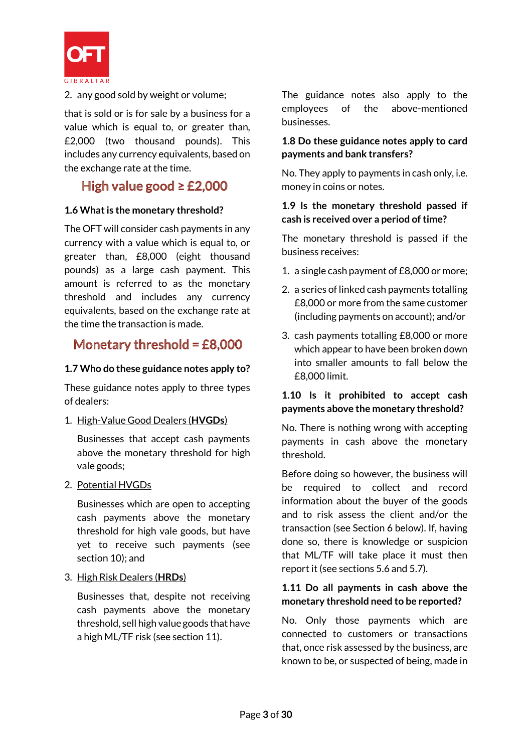2. any good sold by weight or volume;

that is sold or is for sale by a business for a value which is equal to, or greater than, £2,000 (two thousand pounds). This includes any currency equivalents, based on the exchange rate at the time.

**High value good ≥ £2,000**

### 1.6 What is the monetary threshold?

The OFT will consider cash payments in any currency with a value which is equal to, or greater than, £8,000 (eight thousand pounds) as a large cash payment. This amount is referred to as the monetary threshold and includes any currency equivalents, based on the exchange rate at the time the transaction is made.

**Monetary threshold = £8,000**

### 1.7 Who do these guidance notes apply to?

These guidance notes apply to three types of dealers:

1. High-Value Good Dealers (**HVGDs**)

   Businesses that accept cash payments above the monetary threshold for high vale goods;

2. Potential HVGDs

   Businesses which are open to accepting cash payments above the monetary threshold for high vale goods, but have yet to receive such payments (see section 10); and

3. High Risk Dealers (**HRDs**)

   Businesses that, despite not receiving cash payments above the monetary threshold, sell high value goods that have a high ML/TF risk (see section 11).

The guidance notes also apply to the employees of the above-mentioned businesses.

### 1.8 Do these guidance notes apply to card payments and bank transfers?

No. They apply to payments in cash only, i.e. money in coins or notes.

### 1.9 Is the monetary threshold passed if cash is received over a period of time?

The monetary threshold is passed if the business receives:

1. a single cash payment of £8,000 or more;
2. a series of linked cash payments totalling £8,000 or more from the same customer (including payments on account); and/or
3. cash payments totalling £8,000 or more which appear to have been broken down into smaller amounts to fall below the £8,000 limit.

### 1.10 Is it prohibited to accept cash payments above the monetary threshold?

No. There is nothing wrong with accepting payments in cash above the monetary threshold.

Before doing so however, the business will be required to collect and record information about the buyer of the goods and to risk assess the client and/or the transaction (see Section 6 below). If, having done so, there is knowledge or suspicion that ML/TF will take place it must then report it (see sections 5.6 and 5.7).

### 1.11 Do all payments in cash above the monetary threshold need to be reported?

No. Only those payments which are connected to customers or transactions that, once risk assessed by the business, are known to be, or suspected of being, made in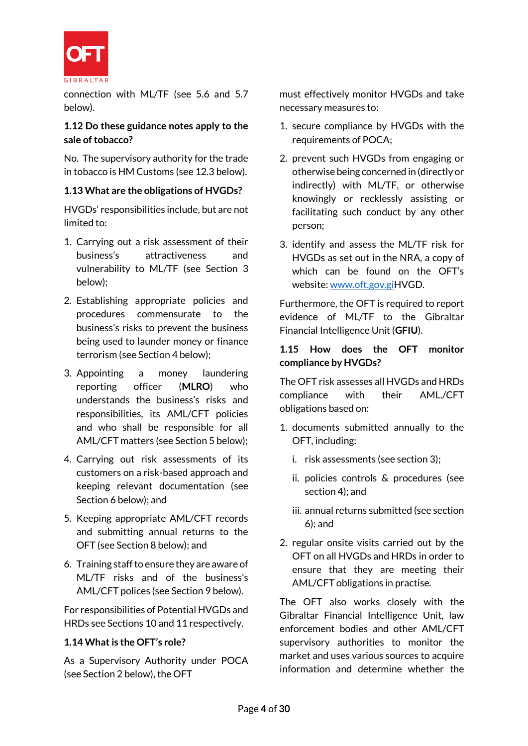connection with ML/TF (see 5.6 and 5.7 below).

**1.12 Do these guidance notes apply to the sale of tobacco?**

No. The supervisory authority for the trade in tobacco is HM Customs (see 12.3 below).

**1.13 What are the obligations of HVGDs?**

HVGDs' responsibilities include, but are not limited to:

1. Carrying out a risk assessment of their business's attractiveness and vulnerability to ML/TF (see Section 3 below);
2. Establishing appropriate policies and procedures commensurate to the business's risks to prevent the business being used to launder money or finance terrorism (see Section 4 below);
3. Appointing a money laundering reporting officer (**MLRO**) who understands the business's risks and responsibilities, its AML/CFT policies and who shall be responsible for all AML/CFT matters (see Section 5 below);
4. Carrying out risk assessments of its customers on a risk-based approach and keeping relevant documentation (see Section 6 below); and
5. Keeping appropriate AML/CFT records and submitting annual returns to the OFT (see Section 8 below); and
6. Training staff to ensure they are aware of ML/TF risks and of the business's AML/CFT polices (see Section 9 below).

For responsibilities of Potential HVGDs and HRDs see Sections 10 and 11 respectively.

**1.14 What is the OFT's role?**

As a Supervisory Authority under POCA (see Section 2 below), the OFT must effectively monitor HVGDs and take necessary measures to:

1. secure compliance by HVGDs with the requirements of POCA;
2. prevent such HVGDs from engaging or otherwise being concerned in (directly or indirectly) with ML/TF, or otherwise knowingly or recklessly assisting or facilitating such conduct by any other person;
3. identify and assess the ML/TF risk for HVGDs as set out in the NRA, a copy of which can be found on the OFT's website: www.oft.gov.giHVGD.

Furthermore, the OFT is required to report evidence of ML/TF to the Gibraltar Financial Intelligence Unit (**GFIU**).

**1.15 How does the OFT monitor compliance by HVGDs?**

The OFT risk assesses all HVGDs and HRDs compliance with their AML./CFT obligations based on:

1. documents submitted annually to the OFT, including:
   i. risk assessments (see section 3);
   ii. policies controls & procedures (see section 4); and
   iii. annual returns submitted (see section 6); and
2. regular onsite visits carried out by the OFT on all HVGDs and HRDs in order to ensure that they are meeting their AML/CFT obligations in practise.

The OFT also works closely with the Gibraltar Financial Intelligence Unit, law enforcement bodies and other AML/CFT supervisory authorities to monitor the market and uses various sources to acquire information and determine whether the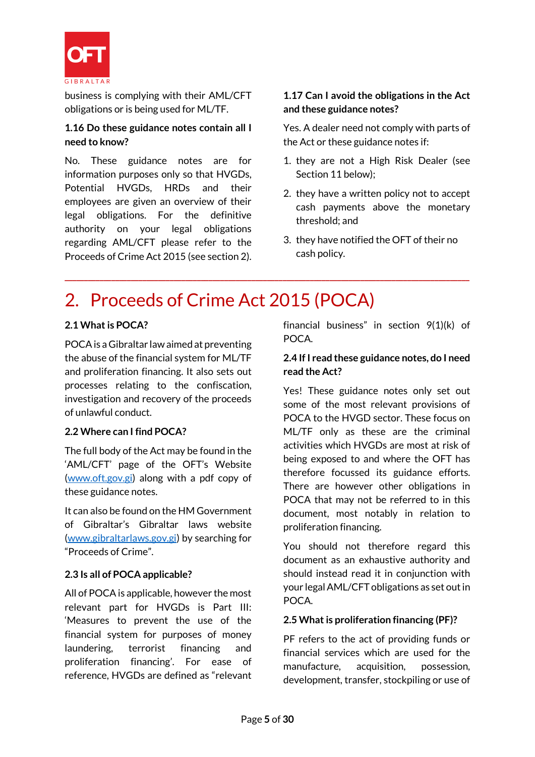business is complying with their AML/CFT obligations or is being used for ML/TF.

### 1.16 Do these guidance notes contain all I need to know?

No. These guidance notes are for information purposes only so that HVGDs, Potential HVGDs, HRDs and their employees are given an overview of their legal obligations. For the definitive authority on your legal obligations regarding AML/CFT please refer to the Proceeds of Crime Act 2015 (see section 2).

### 1.17 Can I avoid the obligations in the Act and these guidance notes?

Yes. A dealer need not comply with parts of the Act or these guidance notes if:

1. they are not a High Risk Dealer (see Section 11 below);
2. they have a written policy not to accept cash payments above the monetary threshold; and
3. they have notified the OFT of their no cash policy.

---

# 2. Proceeds of Crime Act 2015 (POCA)

### 2.1 What is POCA?

POCA is a Gibraltar law aimed at preventing the abuse of the financial system for ML/TF and proliferation financing. It also sets out processes relating to the confiscation, investigation and recovery of the proceeds of unlawful conduct.

### 2.2 Where can I find POCA?

The full body of the Act may be found in the 'AML/CFT' page of the OFT's Website ([www.oft.gov.gi](www.oft.gov.gi)) along with a pdf copy of these guidance notes.

It can also be found on the HM Government of Gibraltar's Gibraltar laws website ([www.gibraltarlaws.gov.gi](www.gibraltarlaws.gov.gi)) by searching for "Proceeds of Crime".

### 2.3 Is all of POCA applicable?

All of POCA is applicable, however the most relevant part for HVGDs is Part III: 'Measures to prevent the use of the financial system for purposes of money laundering, terrorist financing and proliferation financing'. For ease of reference, HVGDs are defined as "relevant financial business" in section 9(1)(k) of POCA.

### 2.4 If I read these guidance notes, do I need read the Act?

Yes! These guidance notes only set out some of the most relevant provisions of POCA to the HVGD sector. These focus on ML/TF only as these are the criminal activities which HVGDs are most at risk of being exposed to and where the OFT has therefore focussed its guidance efforts. There are however other obligations in POCA that may not be referred to in this document, most notably in relation to proliferation financing.

You should not therefore regard this document as an exhaustive authority and should instead read it in conjunction with your legal AML/CFT obligations as set out in POCA.

### 2.5 What is proliferation financing (PF)?

PF refers to the act of providing funds or financial services which are used for the manufacture, acquisition, possession, development, transfer, stockpiling or use of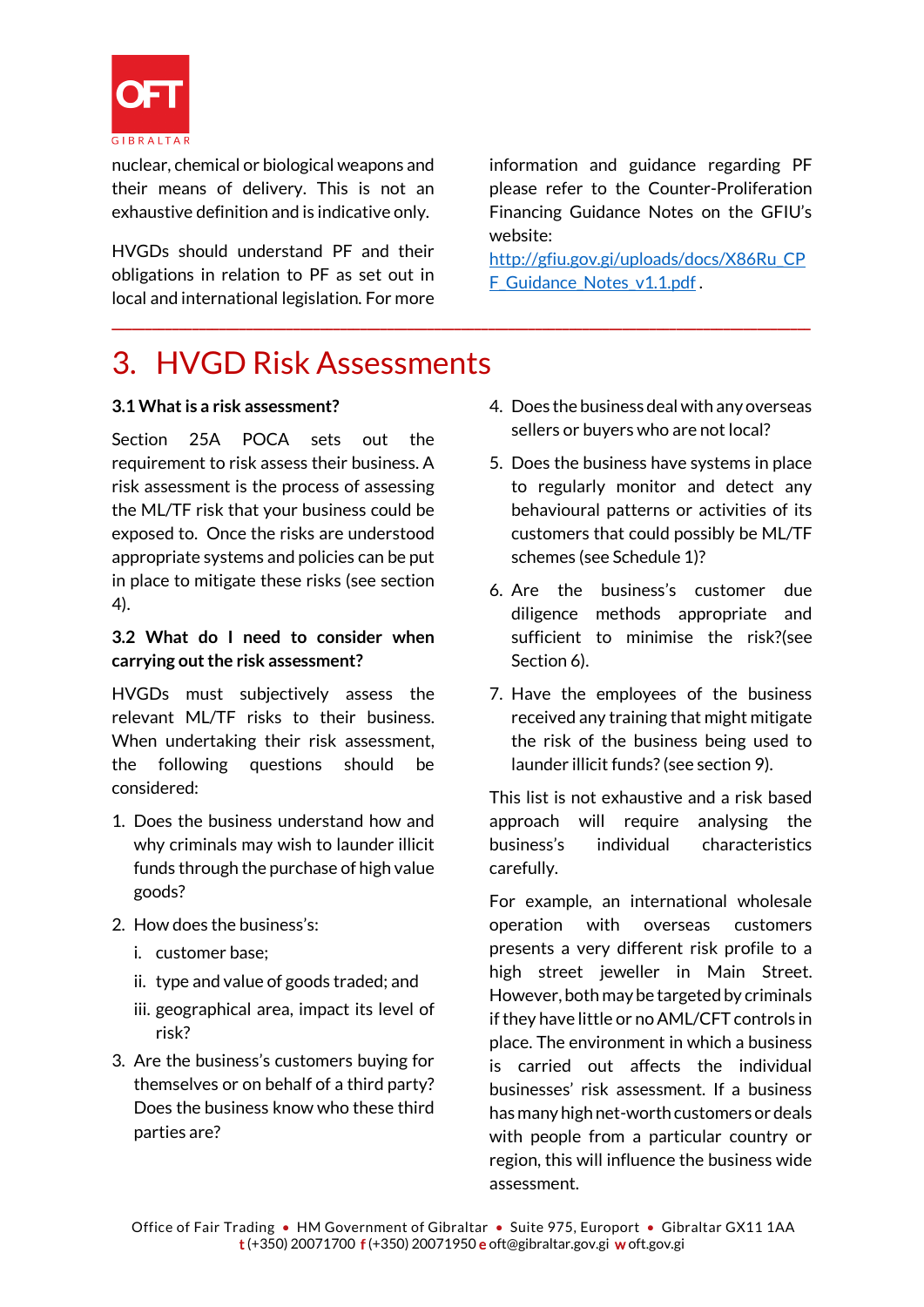nuclear, chemical or biological weapons and their means of delivery. This is not an exhaustive definition and is indicative only.

HVGDs should understand PF and their obligations in relation to PF as set out in local and international legislation. For more information and guidance regarding PF please refer to the Counter-Proliferation Financing Guidance Notes on the GFIU's website: http://gfiu.gov.gi/uploads/docs/X86Ru_CPF_Guidance_Notes_v1.1.pdf.

# 3. HVGD Risk Assessments

**3.1 What is a risk assessment?**

Section 25A POCA sets out the requirement to risk assess their business. A risk assessment is the process of assessing the ML/TF risk that your business could be exposed to. Once the risks are understood appropriate systems and policies can be put in place to mitigate these risks (see section 4).

**3.2 What do I need to consider when carrying out the risk assessment?**

HVGDs must subjectively assess the relevant ML/TF risks to their business. When undertaking their risk assessment, the following questions should be considered:

1. Does the business understand how and why criminals may wish to launder illicit funds through the purchase of high value goods?
2. How does the business's:
   i. customer base;
   ii. type and value of goods traded; and
   iii. geographical area, impact its level of risk?
3. Are the business's customers buying for themselves or on behalf of a third party? Does the business know who these third parties are?
4. Does the business deal with any overseas sellers or buyers who are not local?
5. Does the business have systems in place to regularly monitor and detect any behavioural patterns or activities of its customers that could possibly be ML/TF schemes (see Schedule 1)?
6. Are the business's customer due diligence methods appropriate and sufficient to minimise the risk?(see Section 6).
7. Have the employees of the business received any training that might mitigate the risk of the business being used to launder illicit funds? (see section 9).

This list is not exhaustive and a risk based approach will require analysing the business's individual characteristics carefully.

For example, an international wholesale operation with overseas customers presents a very different risk profile to a high street jeweller in Main Street. However, both may be targeted by criminals if they have little or no AML/CFT controls in place. The environment in which a business is carried out affects the individual businesses' risk assessment. If a business has many high net-worth customers or deals with people from a particular country or region, this will influence the business wide assessment.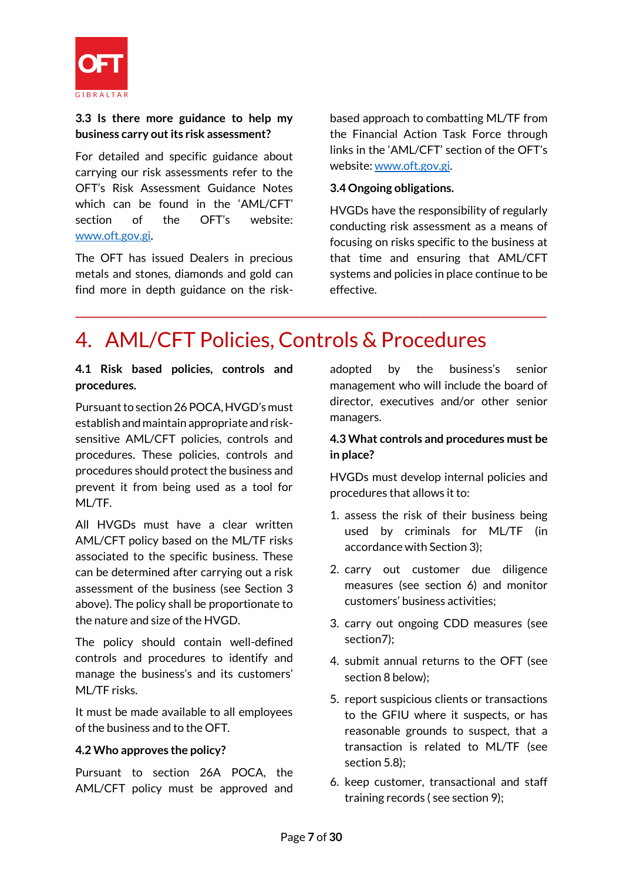### 3.3 Is there more guidance to help my business carry out its risk assessment?

For detailed and specific guidance about carrying our risk assessments refer to the OFT's Risk Assessment Guidance Notes which can be found in the 'AML/CFT' section of the OFT's website: www.oft.gov.gi.

The OFT has issued Dealers in precious metals and stones, diamonds and gold can find more in depth guidance on the risk-based approach to combatting ML/TF from the Financial Action Task Force through links in the 'AML/CFT' section of the OFT's website: www.oft.gov.gi.

### 3.4 Ongoing obligations.

HVGDs have the responsibility of regularly conducting risk assessment as a means of focusing on risks specific to the business at that time and ensuring that AML/CFT systems and policies in place continue to be effective.

---

# 4. AML/CFT Policies, Controls & Procedures

### 4.1 Risk based policies, controls and procedures.

Pursuant to section 26 POCA, HVGD's must establish and maintain appropriate and risk-sensitive AML/CFT policies, controls and procedures. These policies, controls and procedures should protect the business and prevent it from being used as a tool for ML/TF.

All HVGDs must have a clear written AML/CFT policy based on the ML/TF risks associated to the specific business. These can be determined after carrying out a risk assessment of the business (see Section 3 above). The policy shall be proportionate to the nature and size of the HVGD.

The policy should contain well-defined controls and procedures to identify and manage the business's and its customers' ML/TF risks.

It must be made available to all employees of the business and to the OFT.

### 4.2 Who approves the policy?

Pursuant to section 26A POCA, the AML/CFT policy must be approved and adopted by the business's senior management who will include the board of director, executives and/or other senior managers.

### 4.3 What controls and procedures must be in place?

HVGDs must develop internal policies and procedures that allows it to:

1. assess the risk of their business being used by criminals for ML/TF (in accordance with Section 3);
2. carry out customer due diligence measures (see section 6) and monitor customers' business activities;
3. carry out ongoing CDD measures (see section7);
4. submit annual returns to the OFT (see section 8 below);
5. report suspicious clients or transactions to the GFIU where it suspects, or has reasonable grounds to suspect, that a transaction is related to ML/TF (see section 5.8);
6. keep customer, transactional and staff training records ( see section 9);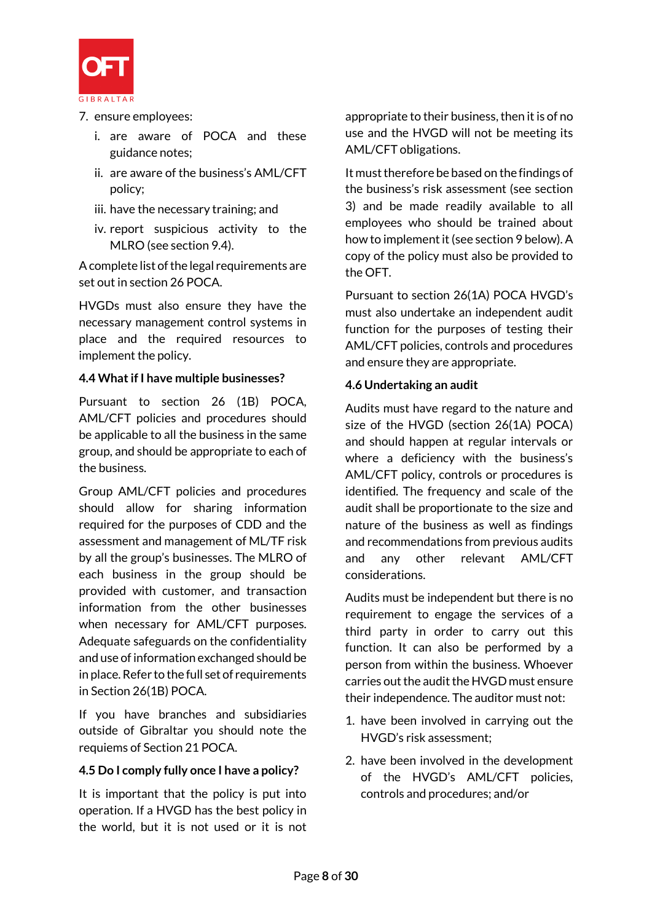7. ensure employees:
    i. are aware of POCA and these guidance notes;
    ii. are aware of the business's AML/CFT policy;
    iii. have the necessary training; and
    iv. report suspicious activity to the MLRO (see section 9.4).

A complete list of the legal requirements are set out in section 26 POCA.

HVGDs must also ensure they have the necessary management control systems in place and the required resources to implement the policy.

### 4.4 What if I have multiple businesses?

Pursuant to section 26 (1B) POCA, AML/CFT policies and procedures should be applicable to all the business in the same group, and should be appropriate to each of the business.

Group AML/CFT policies and procedures should allow for sharing information required for the purposes of CDD and the assessment and management of ML/TF risk by all the group's businesses. The MLRO of each business in the group should be provided with customer, and transaction information from the other businesses when necessary for AML/CFT purposes. Adequate safeguards on the confidentiality and use of information exchanged should be in place. Refer to the full set of requirements in Section 26(1B) POCA.

If you have branches and subsidiaries outside of Gibraltar you should note the requiems of Section 21 POCA.

### 4.5 Do I comply fully once I have a policy?

It is important that the policy is put into operation. If a HVGD has the best policy in the world, but it is not used or it is not appropriate to their business, then it is of no use and the HVGD will not be meeting its AML/CFT obligations.

It must therefore be based on the findings of the business's risk assessment (see section 3) and be made readily available to all employees who should be trained about how to implement it (see section 9 below). A copy of the policy must also be provided to the OFT.

Pursuant to section 26(1A) POCA HVGD's must also undertake an independent audit function for the purposes of testing their AML/CFT policies, controls and procedures and ensure they are appropriate.

### 4.6 Undertaking an audit

Audits must have regard to the nature and size of the HVGD (section 26(1A) POCA) and should happen at regular intervals or where a deficiency with the business's AML/CFT policy, controls or procedures is identified. The frequency and scale of the audit shall be proportionate to the size and nature of the business as well as findings and recommendations from previous audits and any other relevant AML/CFT considerations.

Audits must be independent but there is no requirement to engage the services of a third party in order to carry out this function. It can also be performed by a person from within the business. Whoever carries out the audit the HVGD must ensure their independence. The auditor must not:

1. have been involved in carrying out the HVGD's risk assessment;
2. have been involved in the development of the HVGD's AML/CFT policies, controls and procedures; and/or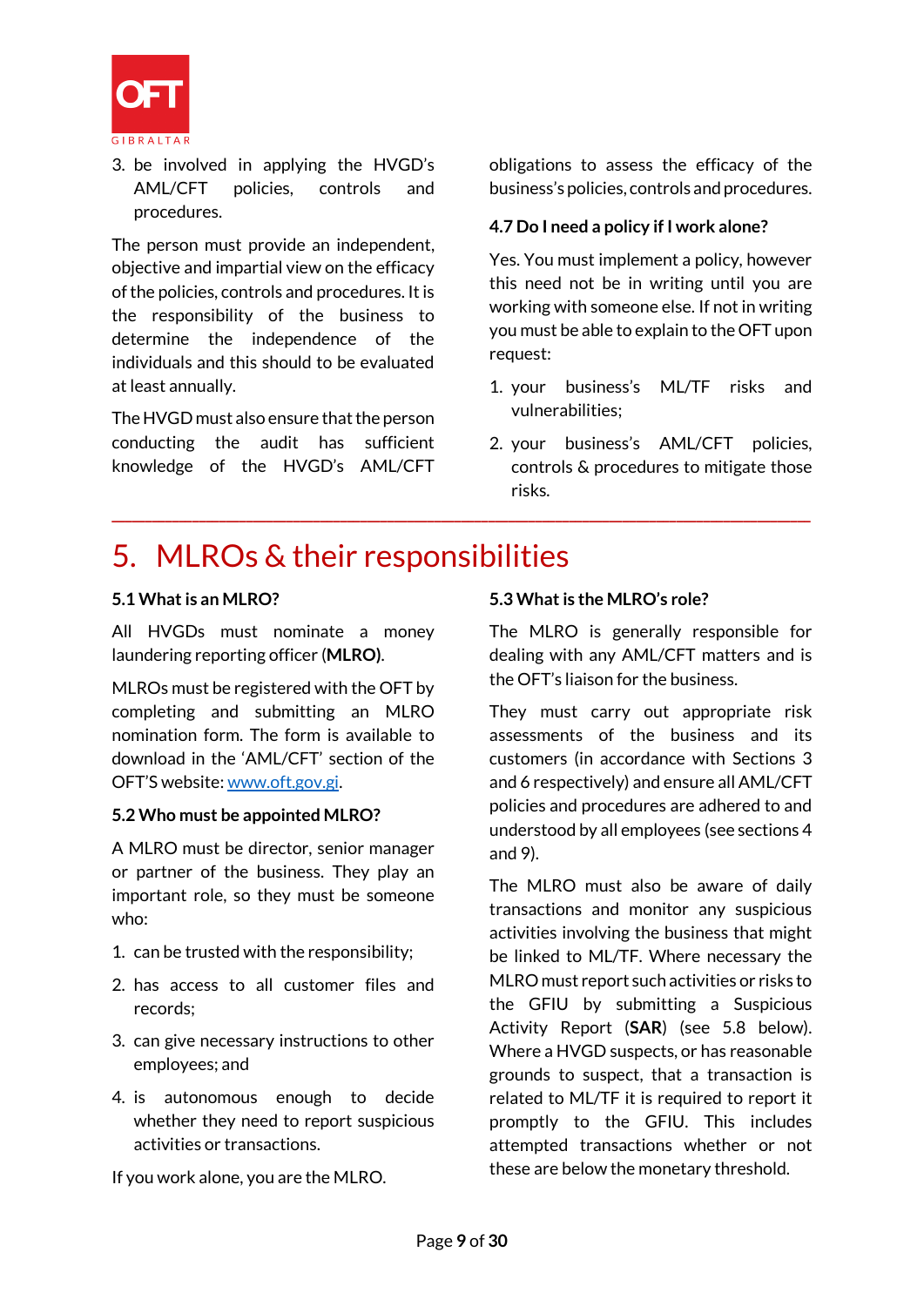3. be involved in applying the HVGD's AML/CFT policies, controls and procedures.

The person must provide an independent, objective and impartial view on the efficacy of the policies, controls and procedures. It is the responsibility of the business to determine the independence of the individuals and this should to be evaluated at least annually.

The HVGD must also ensure that the person conducting the audit has sufficient knowledge of the HVGD's AML/CFT obligations to assess the efficacy of the business's policies, controls and procedures.

### 4.7 Do I need a policy if I work alone?

Yes. You must implement a policy, however this need not be in writing until you are working with someone else. If not in writing you must be able to explain to the OFT upon request:

1. your business's ML/TF risks and vulnerabilities;
2. your business's AML/CFT policies, controls & procedures to mitigate those risks.

---

# 5. MLROs & their responsibilities

### 5.1 What is an MLRO?

All HVGDs must nominate a money laundering reporting officer (**MLRO)**.

MLROs must be registered with the OFT by completing and submitting an MLRO nomination form. The form is available to download in the 'AML/CFT' section of the OFT'S website: [www.oft.gov.gi](http://www.oft.gov.gi).

### 5.2 Who must be appointed MLRO?

A MLRO must be director, senior manager or partner of the business. They play an important role, so they must be someone who:

1. can be trusted with the responsibility;
2. has access to all customer files and records;
3. can give necessary instructions to other employees; and
4. is autonomous enough to decide whether they need to report suspicious activities or transactions.

If you work alone, you are the MLRO.

### 5.3 What is the MLRO's role?

The MLRO is generally responsible for dealing with any AML/CFT matters and is the OFT's liaison for the business.

They must carry out appropriate risk assessments of the business and its customers (in accordance with Sections 3 and 6 respectively) and ensure all AML/CFT policies and procedures are adhered to and understood by all employees (see sections 4 and 9).

The MLRO must also be aware of daily transactions and monitor any suspicious activities involving the business that might be linked to ML/TF. Where necessary the MLRO must report such activities or risks to the GFIU by submitting a Suspicious Activity Report (**SAR**) (see 5.8 below). Where a HVGD suspects, or has reasonable grounds to suspect, that a transaction is related to ML/TF it is required to report it promptly to the GFIU. This includes attempted transactions whether or not these are below the monetary threshold.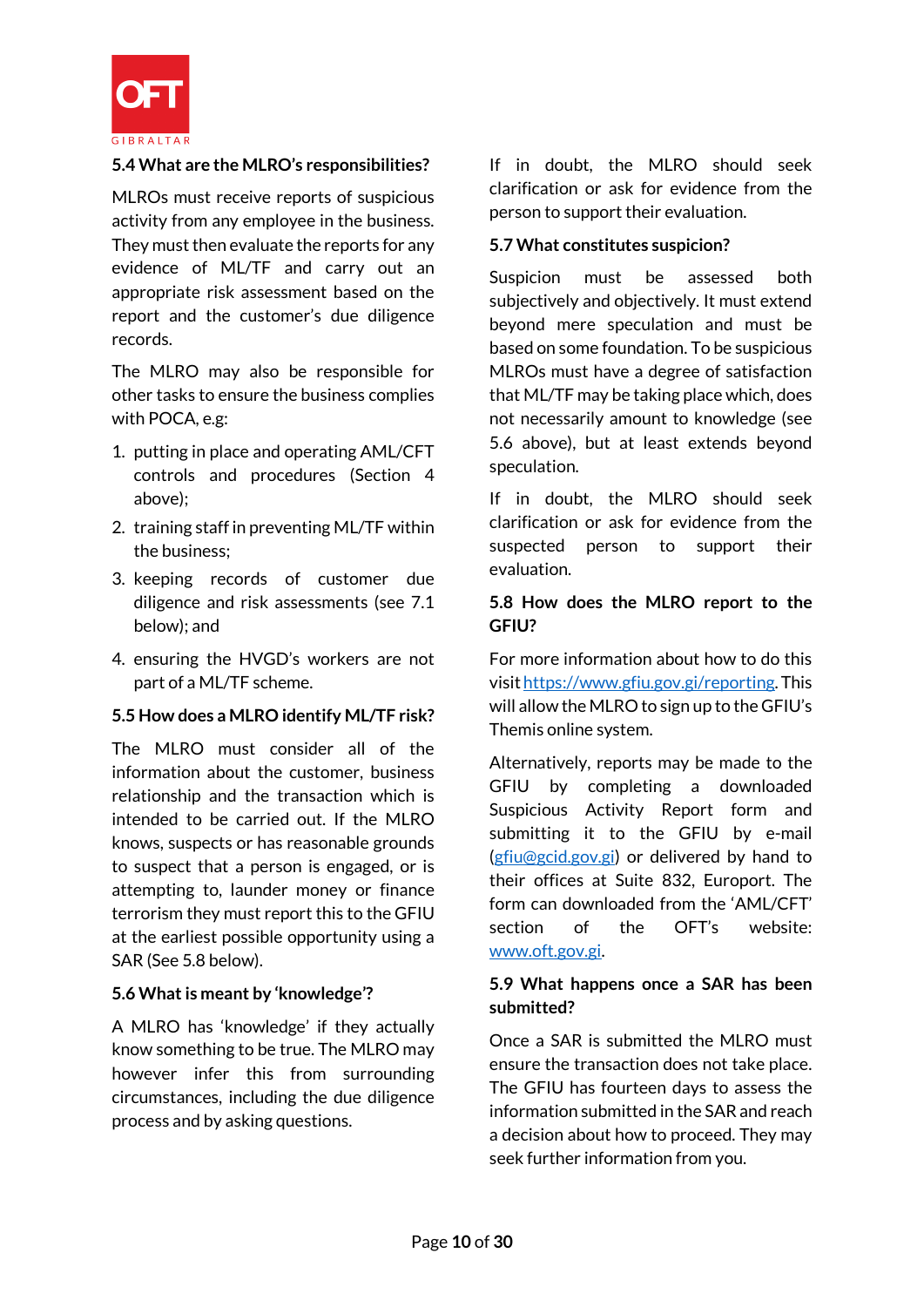### 5.4 What are the MLRO's responsibilities?

MLROs must receive reports of suspicious activity from any employee in the business. They must then evaluate the reports for any evidence of ML/TF and carry out an appropriate risk assessment based on the report and the customer's due diligence records.

The MLRO may also be responsible for other tasks to ensure the business complies with POCA, e.g:

1. putting in place and operating AML/CFT controls and procedures (Section 4 above);
2. training staff in preventing ML/TF within the business;
3. keeping records of customer due diligence and risk assessments (see 7.1 below); and
4. ensuring the HVGD's workers are not part of a ML/TF scheme.

### 5.5 How does a MLRO identify ML/TF risk?

The MLRO must consider all of the information about the customer, business relationship and the transaction which is intended to be carried out. If the MLRO knows, suspects or has reasonable grounds to suspect that a person is engaged, or is attempting to, launder money or finance terrorism they must report this to the GFIU at the earliest possible opportunity using a SAR (See 5.8 below).

### 5.6 What is meant by 'knowledge'?

A MLRO has 'knowledge' if they actually know something to be true. The MLRO may however infer this from surrounding circumstances, including the due diligence process and by asking questions.

If in doubt, the MLRO should seek clarification or ask for evidence from the person to support their evaluation.

### 5.7 What constitutes suspicion?

Suspicion must be assessed both subjectively and objectively. It must extend beyond mere speculation and must be based on some foundation. To be suspicious MLROs must have a degree of satisfaction that ML/TF may be taking place which, does not necessarily amount to knowledge (see 5.6 above), but at least extends beyond speculation.

If in doubt, the MLRO should seek clarification or ask for evidence from the suspected person to support their evaluation.

### 5.8 How does the MLRO report to the GFIU?

For more information about how to do this visit https://www.gfiu.gov.gi/reporting. This will allow the MLRO to sign up to the GFIU's Themis online system.

Alternatively, reports may be made to the GFIU by completing a downloaded Suspicious Activity Report form and submitting it to the GFIU by e-mail (gfiu@gcid.gov.gi) or delivered by hand to their offices at Suite 832, Europort. The form can downloaded from the 'AML/CFT' section of the OFT's website: www.oft.gov.gi.

### 5.9 What happens once a SAR has been submitted?

Once a SAR is submitted the MLRO must ensure the transaction does not take place. The GFIU has fourteen days to assess the information submitted in the SAR and reach a decision about how to proceed. They may seek further information from you.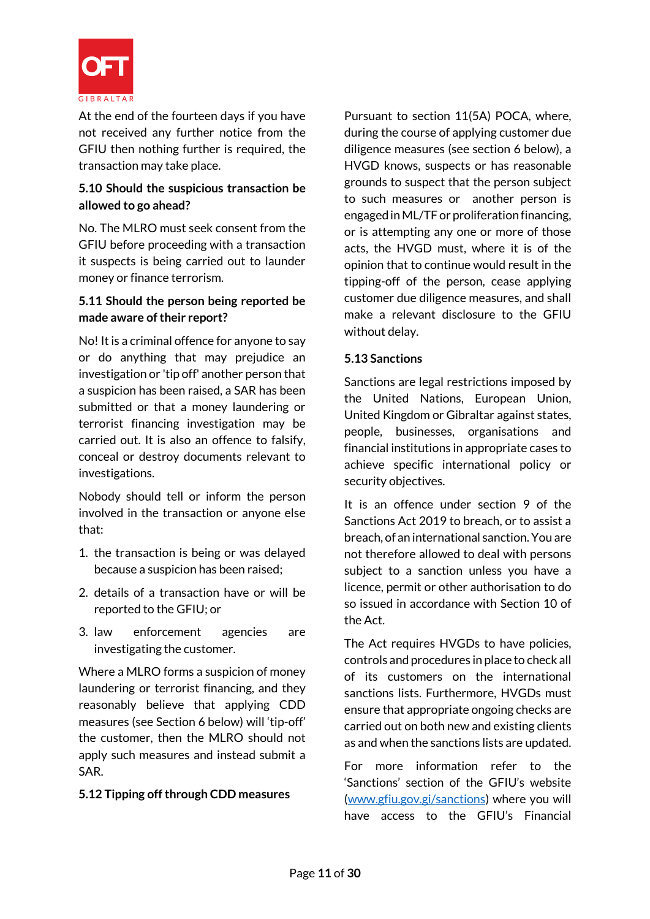At the end of the fourteen days if you have not received any further notice from the GFIU then nothing further is required, the transaction may take place.

### 5.10 Should the suspicious transaction be allowed to go ahead?

No. The MLRO must seek consent from the GFIU before proceeding with a transaction it suspects is being carried out to launder money or finance terrorism.

### 5.11 Should the person being reported be made aware of their report?

No! It is a criminal offence for anyone to say or do anything that may prejudice an investigation or 'tip off' another person that a suspicion has been raised, a SAR has been submitted or that a money laundering or terrorist financing investigation may be carried out. It is also an offence to falsify, conceal or destroy documents relevant to investigations.

Nobody should tell or inform the person involved in the transaction or anyone else that:

1. the transaction is being or was delayed because a suspicion has been raised;
2. details of a transaction have or will be reported to the GFIU; or
3. law enforcement agencies are investigating the customer.

Where a MLRO forms a suspicion of money laundering or terrorist financing, and they reasonably believe that applying CDD measures (see Section 6 below) will 'tip-off' the customer, then the MLRO should not apply such measures and instead submit a SAR.

### 5.12 Tipping off through CDD measures

Pursuant to section 11(5A) POCA, where, during the course of applying customer due diligence measures (see section 6 below), a HVGD knows, suspects or has reasonable grounds to suspect that the person subject to such measures or another person is engaged in ML/TF or proliferation financing, or is attempting any one or more of those acts, the HVGD must, where it is of the opinion that to continue would result in the tipping-off of the person, cease applying customer due diligence measures, and shall make a relevant disclosure to the GFIU without delay.

### 5.13 Sanctions

Sanctions are legal restrictions imposed by the United Nations, European Union, United Kingdom or Gibraltar against states, people, businesses, organisations and financial institutions in appropriate cases to achieve specific international policy or security objectives.

It is an offence under section 9 of the Sanctions Act 2019 to breach, or to assist a breach, of an international sanction. You are not therefore allowed to deal with persons subject to a sanction unless you have a licence, permit or other authorisation to do so issued in accordance with Section 10 of the Act.

The Act requires HVGDs to have policies, controls and procedures in place to check all of its customers on the international sanctions lists. Furthermore, HVGDs must ensure that appropriate ongoing checks are carried out on both new and existing clients as and when the sanctions lists are updated.

For more information refer to the 'Sanctions' section of the GFIU's website (www.gfiu.gov.gi/sanctions) where you will have access to the GFIU's Financial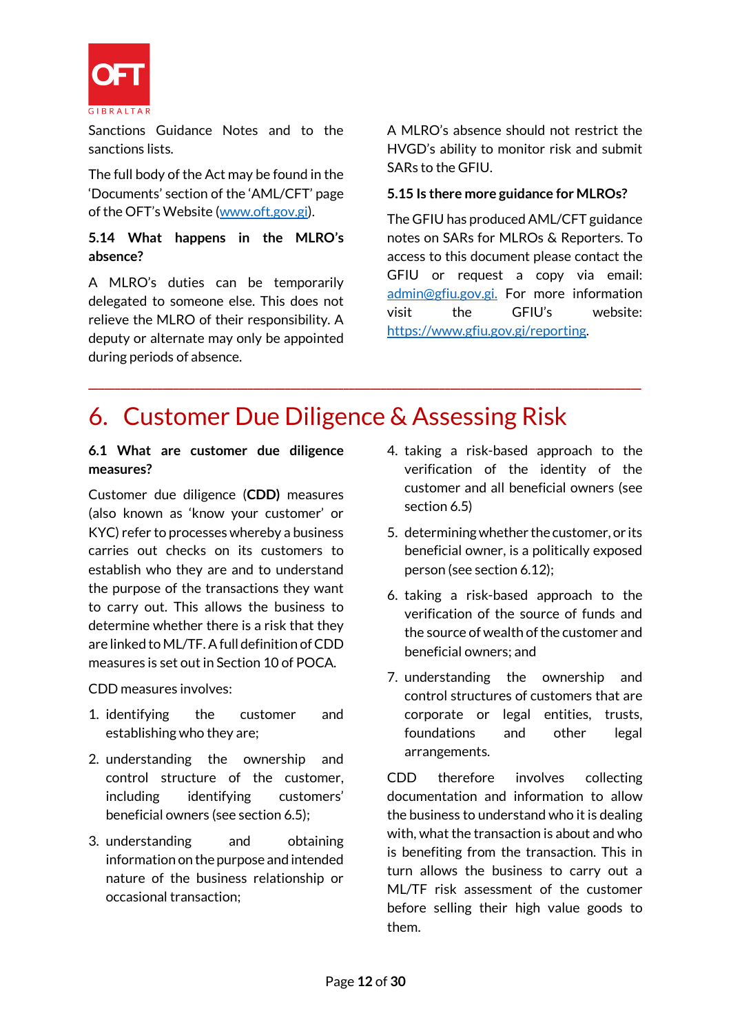Sanctions Guidance Notes and to the sanctions lists.

The full body of the Act may be found in the 'Documents' section of the 'AML/CFT' page of the OFT's Website (www.oft.gov.gi).

### 5.14 What happens in the MLRO's absence?

A MLRO's duties can be temporarily delegated to someone else. This does not relieve the MLRO of their responsibility. A deputy or alternate may only be appointed during periods of absence.

A MLRO's absence should not restrict the HVGD's ability to monitor risk and submit SARs to the GFIU.

### 5.15 Is there more guidance for MLROs?

The GFIU has produced AML/CFT guidance notes on SARs for MLROs & Reporters. To access to this document please contact the GFIU or request a copy via email: admin@gfiu.gov.gi. For more information visit the GFIU's website: https://www.gfiu.gov.gi/reporting.

---

# 6. Customer Due Diligence & Assessing Risk

### 6.1 What are customer due diligence measures?

Customer due diligence (**CDD)** measures (also known as 'know your customer' or KYC) refer to processes whereby a business carries out checks on its customers to establish who they are and to understand the purpose of the transactions they want to carry out. This allows the business to determine whether there is a risk that they are linked to ML/TF. A full definition of CDD measures is set out in Section 10 of POCA.

CDD measures involves:

1. identifying the customer and establishing who they are;
2. understanding the ownership and control structure of the customer, including identifying customers' beneficial owners (see section 6.5);
3. understanding and obtaining information on the purpose and intended nature of the business relationship or occasional transaction;
4. taking a risk-based approach to the verification of the identity of the customer and all beneficial owners (see section 6.5)
5. determining whether the customer, or its beneficial owner, is a politically exposed person (see section 6.12);
6. taking a risk-based approach to the verification of the source of funds and the source of wealth of the customer and beneficial owners; and
7. understanding the ownership and control structures of customers that are corporate or legal entities, trusts, foundations and other legal arrangements.

CDD therefore involves collecting documentation and information to allow the business to understand who it is dealing with, what the transaction is about and who is benefiting from the transaction. This in turn allows the business to carry out a ML/TF risk assessment of the customer before selling their high value goods to them.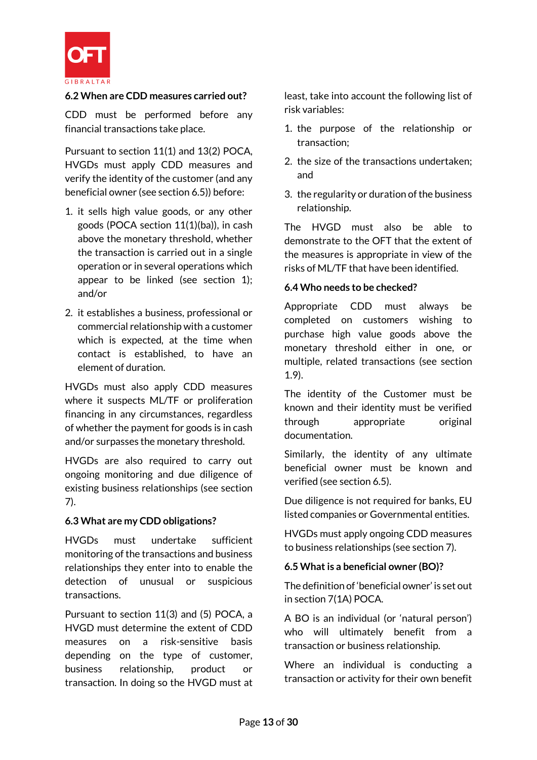### 6.2 When are CDD measures carried out?

CDD must be performed before any financial transactions take place.

Pursuant to section 11(1) and 13(2) POCA, HVGDs must apply CDD measures and verify the identity of the customer (and any beneficial owner (see section 6.5)) before:

1. it sells high value goods, or any other goods (POCA section 11(1)(ba)), in cash above the monetary threshold, whether the transaction is carried out in a single operation or in several operations which appear to be linked (see section 1); and/or
2. it establishes a business, professional or commercial relationship with a customer which is expected, at the time when contact is established, to have an element of duration.

HVGDs must also apply CDD measures where it suspects ML/TF or proliferation financing in any circumstances, regardless of whether the payment for goods is in cash and/or surpasses the monetary threshold.

HVGDs are also required to carry out ongoing monitoring and due diligence of existing business relationships (see section 7).

### 6.3 What are my CDD obligations?

HVGDs must undertake sufficient monitoring of the transactions and business relationships they enter into to enable the detection of unusual or suspicious transactions.

Pursuant to section 11(3) and (5) POCA, a HVGD must determine the extent of CDD measures on a risk-sensitive basis depending on the type of customer, business relationship, product or transaction. In doing so the HVGD must at least, take into account the following list of risk variables:

1. the purpose of the relationship or transaction;
2. the size of the transactions undertaken; and
3. the regularity or duration of the business relationship.

The HVGD must also be able to demonstrate to the OFT that the extent of the measures is appropriate in view of the risks of ML/TF that have been identified.

### 6.4 Who needs to be checked?

Appropriate CDD must always be completed on customers wishing to purchase high value goods above the monetary threshold either in one, or multiple, related transactions (see section 1.9).

The identity of the Customer must be known and their identity must be verified through appropriate original documentation.

Similarly, the identity of any ultimate beneficial owner must be known and verified (see section 6.5).

Due diligence is not required for banks, EU listed companies or Governmental entities.

HVGDs must apply ongoing CDD measures to business relationships (see section 7).

### 6.5 What is a beneficial owner (BO)?

The definition of 'beneficial owner' is set out in section 7(1A) POCA.

A BO is an individual (or 'natural person') who will ultimately benefit from a transaction or business relationship.

Where an individual is conducting a transaction or activity for their own benefit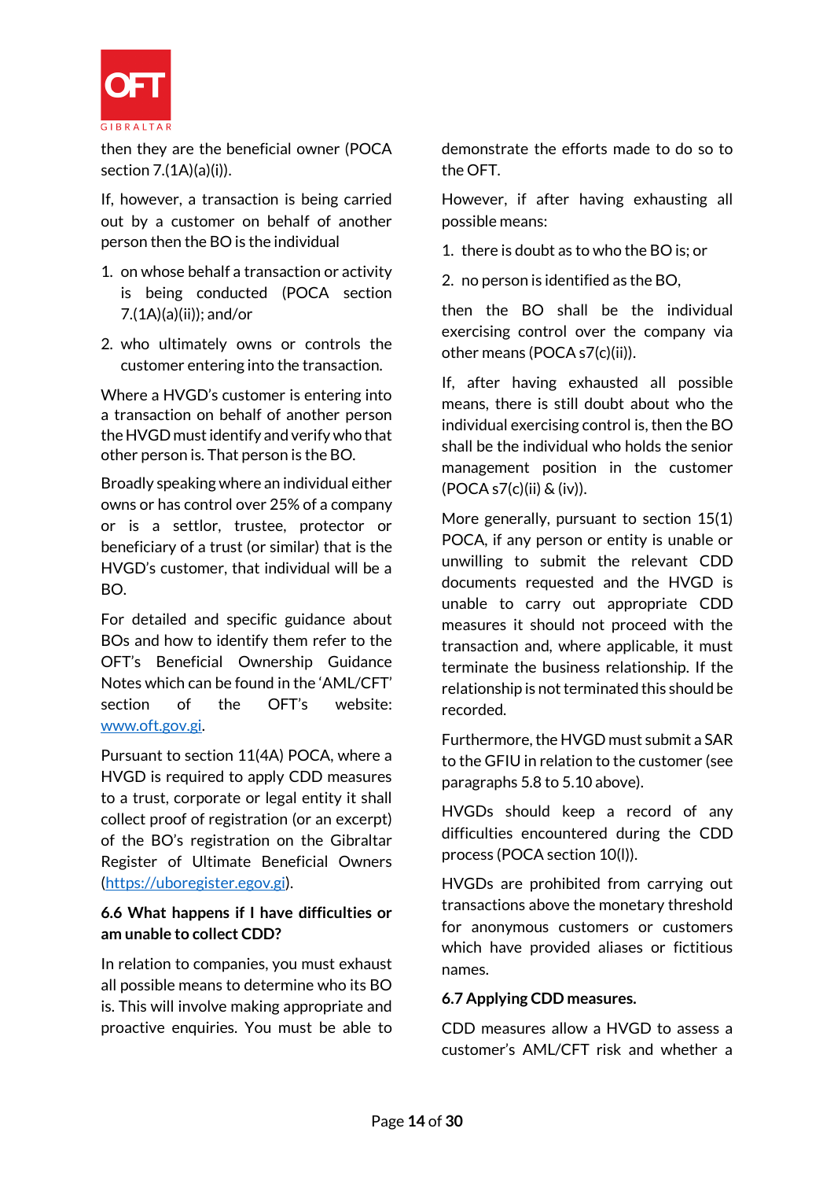then they are the beneficial owner (POCA section 7.(1A)(a)(i)).

If, however, a transaction is being carried out by a customer on behalf of another person then the BO is the individual

1. on whose behalf a transaction or activity is being conducted (POCA section 7.(1A)(a)(ii)); and/or
2. who ultimately owns or controls the customer entering into the transaction.

Where a HVGD's customer is entering into a transaction on behalf of another person the HVGD must identify and verify who that other person is. That person is the BO.

Broadly speaking where an individual either owns or has control over 25% of a company or is a settlor, trustee, protector or beneficiary of a trust (or similar) that is the HVGD's customer, that individual will be a BO.

For detailed and specific guidance about BOs and how to identify them refer to the OFT's Beneficial Ownership Guidance Notes which can be found in the 'AML/CFT' section of the OFT's website: [www.oft.gov.gi](www.oft.gov.gi).

Pursuant to section 11(4A) POCA, where a HVGD is required to apply CDD measures to a trust, corporate or legal entity it shall collect proof of registration (or an excerpt) of the BO's registration on the Gibraltar Register of Ultimate Beneficial Owners ([https://uboregister.egov.gi](https://uboregister.egov.gi)).

### 6.6 What happens if I have difficulties or am unable to collect CDD?

In relation to companies, you must exhaust all possible means to determine who its BO is. This will involve making appropriate and proactive enquiries. You must be able to demonstrate the efforts made to do so to the OFT.

However, if after having exhausting all possible means:

1. there is doubt as to who the BO is; or
2. no person is identified as the BO,

then the BO shall be the individual exercising control over the company via other means (POCA s7(c)(ii)).

If, after having exhausted all possible means, there is still doubt about who the individual exercising control is, then the BO shall be the individual who holds the senior management position in the customer (POCA s7(c)(ii) & (iv)).

More generally, pursuant to section 15(1) POCA, if any person or entity is unable or unwilling to submit the relevant CDD documents requested and the HVGD is unable to carry out appropriate CDD measures it should not proceed with the transaction and, where applicable, it must terminate the business relationship. If the relationship is not terminated this should be recorded.

Furthermore, the HVGD must submit a SAR to the GFIU in relation to the customer (see paragraphs 5.8 to 5.10 above).

HVGDs should keep a record of any difficulties encountered during the CDD process (POCA section 10(l)).

HVGDs are prohibited from carrying out transactions above the monetary threshold for anonymous customers or customers which have provided aliases or fictitious names.

### 6.7 Applying CDD measures.

CDD measures allow a HVGD to assess a customer's AML/CFT risk and whether a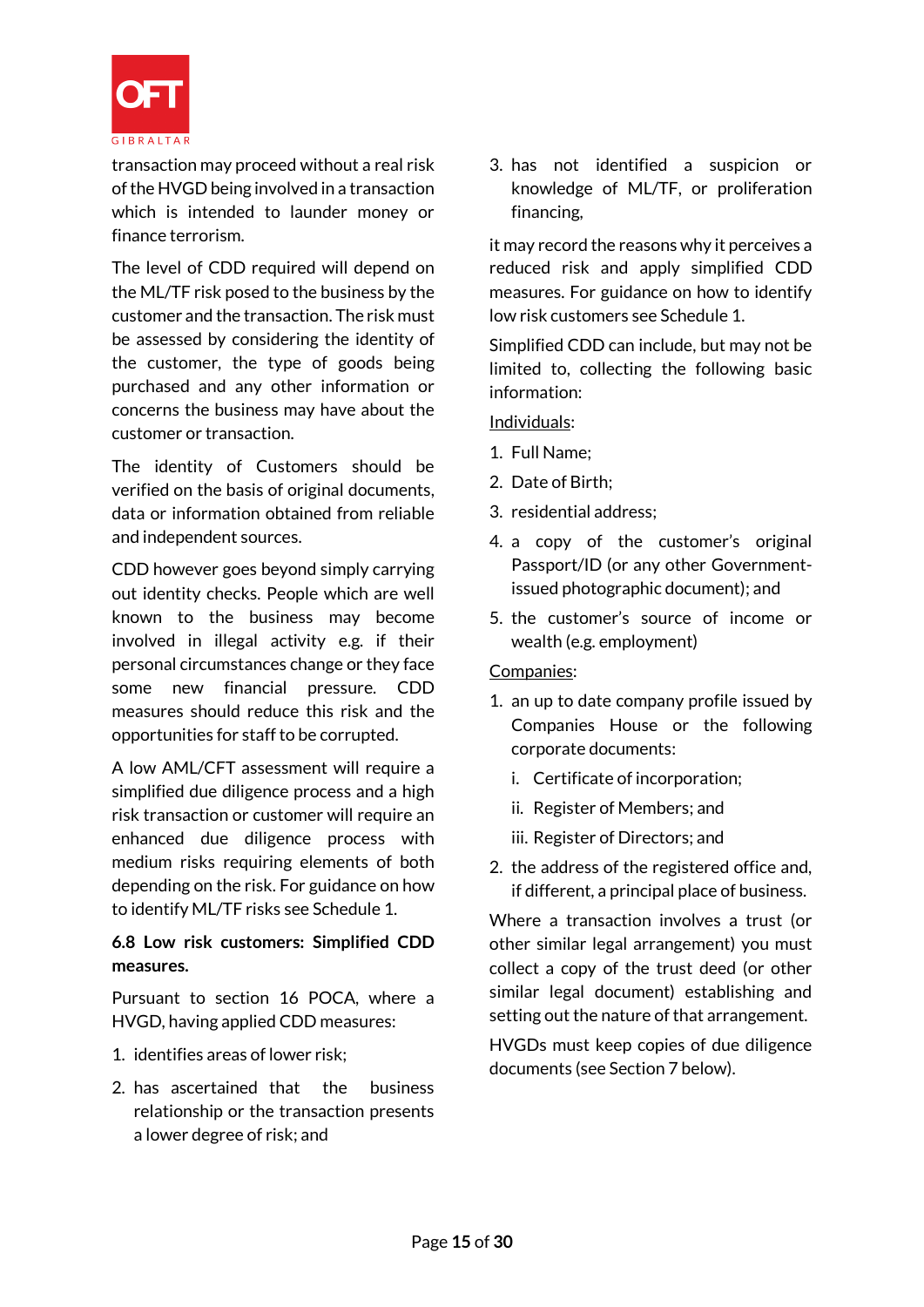transaction may proceed without a real risk of the HVGD being involved in a transaction which is intended to launder money or finance terrorism.

The level of CDD required will depend on the ML/TF risk posed to the business by the customer and the transaction. The risk must be assessed by considering the identity of the customer, the type of goods being purchased and any other information or concerns the business may have about the customer or transaction.

The identity of Customers should be verified on the basis of original documents, data or information obtained from reliable and independent sources.

CDD however goes beyond simply carrying out identity checks. People which are well known to the business may become involved in illegal activity e.g. if their personal circumstances change or they face some new financial pressure. CDD measures should reduce this risk and the opportunities for staff to be corrupted.

A low AML/CFT assessment will require a simplified due diligence process and a high risk transaction or customer will require an enhanced due diligence process with medium risks requiring elements of both depending on the risk. For guidance on how to identify ML/TF risks see Schedule 1.

### 6.8 Low risk customers: Simplified CDD measures.

Pursuant to section 16 POCA, where a HVGD, having applied CDD measures:

1. identifies areas of lower risk;
2. has ascertained that the business relationship or the transaction presents a lower degree of risk; and
3. has not identified a suspicion or knowledge of ML/TF, or proliferation financing,

it may record the reasons why it perceives a reduced risk and apply simplified CDD measures. For guidance on how to identify low risk customers see Schedule 1.

Simplified CDD can include, but may not be limited to, collecting the following basic information:

Individuals:

1. Full Name;
2. Date of Birth;
3. residential address;
4. a copy of the customer's original Passport/ID (or any other Government-issued photographic document); and
5. the customer's source of income or wealth (e.g. employment)

Companies:

1. an up to date company profile issued by Companies House or the following corporate documents:
   i. Certificate of incorporation;
   ii. Register of Members; and
   iii. Register of Directors; and
2. the address of the registered office and, if different, a principal place of business.

Where a transaction involves a trust (or other similar legal arrangement) you must collect a copy of the trust deed (or other similar legal document) establishing and setting out the nature of that arrangement.

HVGDs must keep copies of due diligence documents (see Section 7 below).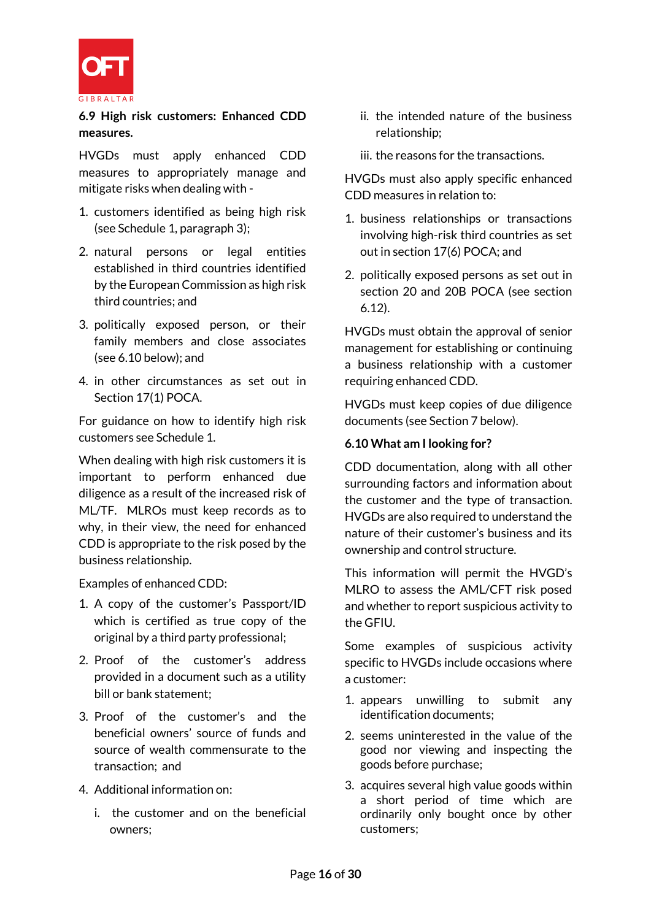### 6.9 High risk customers: Enhanced CDD measures.

HVGDs must apply enhanced CDD measures to appropriately manage and mitigate risks when dealing with -

1. customers identified as being high risk (see Schedule 1, paragraph 3);
2. natural persons or legal entities established in third countries identified by the European Commission as high risk third countries; and
3. politically exposed person, or their family members and close associates (see 6.10 below); and
4. in other circumstances as set out in Section 17(1) POCA.

For guidance on how to identify high risk customers see Schedule 1.

When dealing with high risk customers it is important to perform enhanced due diligence as a result of the increased risk of ML/TF. MLROs must keep records as to why, in their view, the need for enhanced CDD is appropriate to the risk posed by the business relationship.

Examples of enhanced CDD:

1. A copy of the customer's Passport/ID which is certified as true copy of the original by a third party professional;
2. Proof of the customer's address provided in a document such as a utility bill or bank statement;
3. Proof of the customer's and the beneficial owners' source of funds and source of wealth commensurate to the transaction; and
4. Additional information on:
   i. the customer and on the beneficial owners;
   ii. the intended nature of the business relationship;
   iii. the reasons for the transactions.

HVGDs must also apply specific enhanced CDD measures in relation to:

1. business relationships or transactions involving high-risk third countries as set out in section 17(6) POCA; and
2. politically exposed persons as set out in section 20 and 20B POCA (see section 6.12).

HVGDs must obtain the approval of senior management for establishing or continuing a business relationship with a customer requiring enhanced CDD.

HVGDs must keep copies of due diligence documents (see Section 7 below).

### 6.10 What am I looking for?

CDD documentation, along with all other surrounding factors and information about the customer and the type of transaction. HVGDs are also required to understand the nature of their customer's business and its ownership and control structure.

This information will permit the HVGD's MLRO to assess the AML/CFT risk posed and whether to report suspicious activity to the GFIU.

Some examples of suspicious activity specific to HVGDs include occasions where a customer:

1. appears unwilling to submit any identification documents;
2. seems uninterested in the value of the good nor viewing and inspecting the goods before purchase;
3. acquires several high value goods within a short period of time which are ordinarily only bought once by other customers;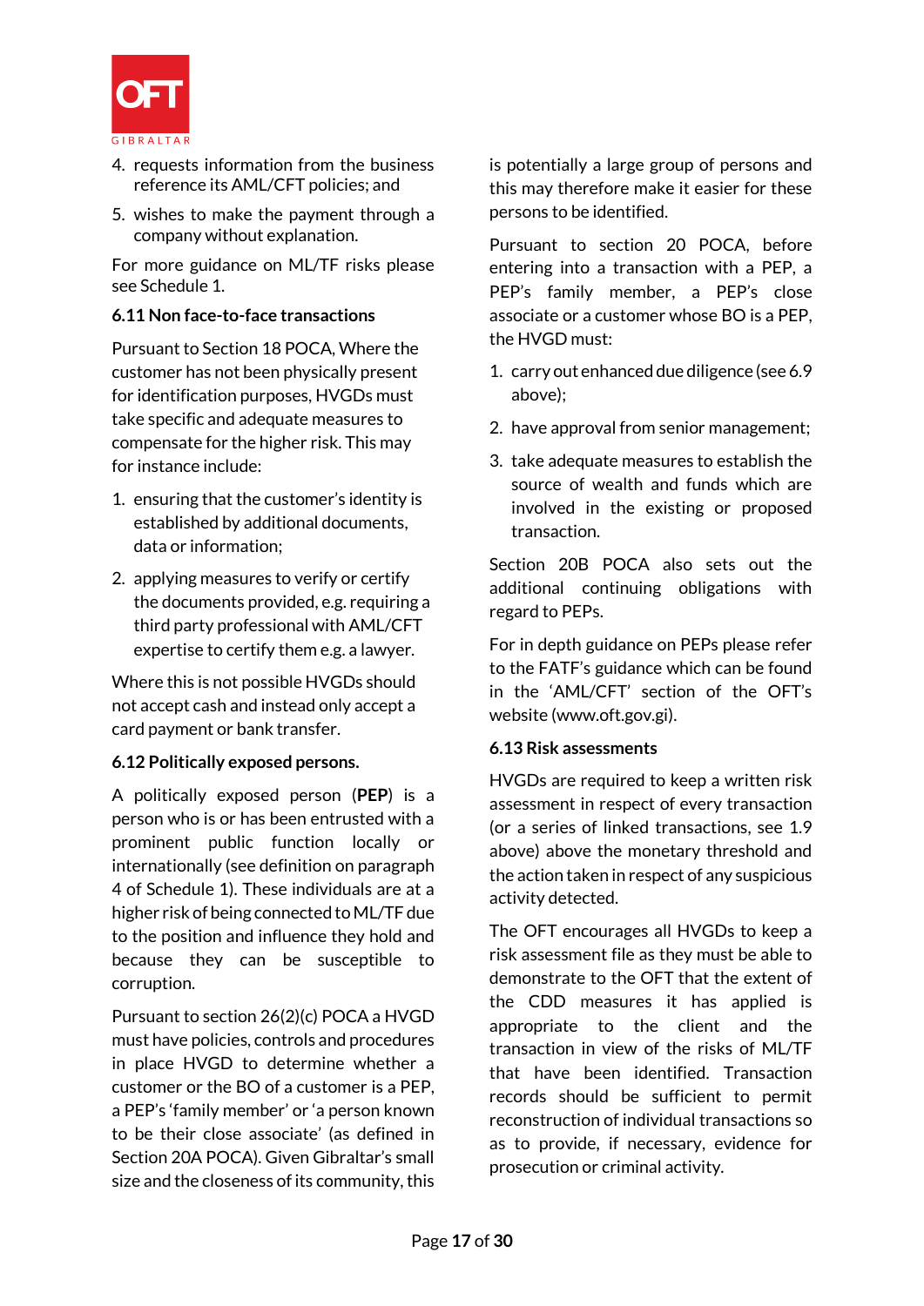4. requests information from the business reference its AML/CFT policies; and
5. wishes to make the payment through a company without explanation.

For more guidance on ML/TF risks please see Schedule 1.

### 6.11 Non face-to-face transactions

Pursuant to Section 18 POCA, Where the customer has not been physically present for identification purposes, HVGDs must take specific and adequate measures to compensate for the higher risk. This may for instance include:

1. ensuring that the customer's identity is established by additional documents, data or information;
2. applying measures to verify or certify the documents provided, e.g. requiring a third party professional with AML/CFT expertise to certify them e.g. a lawyer.

Where this is not possible HVGDs should not accept cash and instead only accept a card payment or bank transfer.

### 6.12 Politically exposed persons.

A politically exposed person (**PEP**) is a person who is or has been entrusted with a prominent public function locally or internationally (see definition on paragraph 4 of Schedule 1). These individuals are at a higher risk of being connected to ML/TF due to the position and influence they hold and because they can be susceptible to corruption.

Pursuant to section 26(2)(c) POCA a HVGD must have policies, controls and procedures in place HVGD to determine whether a customer or the BO of a customer is a PEP, a PEP's 'family member' or 'a person known to be their close associate' (as defined in Section 20A POCA). Given Gibraltar's small size and the closeness of its community, this is potentially a large group of persons and this may therefore make it easier for these persons to be identified.

Pursuant to section 20 POCA, before entering into a transaction with a PEP, a PEP's family member, a PEP's close associate or a customer whose BO is a PEP, the HVGD must:

1. carry out enhanced due diligence (see 6.9 above);
2. have approval from senior management;
3. take adequate measures to establish the source of wealth and funds which are involved in the existing or proposed transaction.

Section 20B POCA also sets out the additional continuing obligations with regard to PEPs.

For in depth guidance on PEPs please refer to the FATF's guidance which can be found in the 'AML/CFT' section of the OFT's website (www.oft.gov.gi).

### 6.13 Risk assessments

HVGDs are required to keep a written risk assessment in respect of every transaction (or a series of linked transactions, see 1.9 above) above the monetary threshold and the action taken in respect of any suspicious activity detected.

The OFT encourages all HVGDs to keep a risk assessment file as they must be able to demonstrate to the OFT that the extent of the CDD measures it has applied is appropriate to the client and the transaction in view of the risks of ML/TF that have been identified. Transaction records should be sufficient to permit reconstruction of individual transactions so as to provide, if necessary, evidence for prosecution or criminal activity.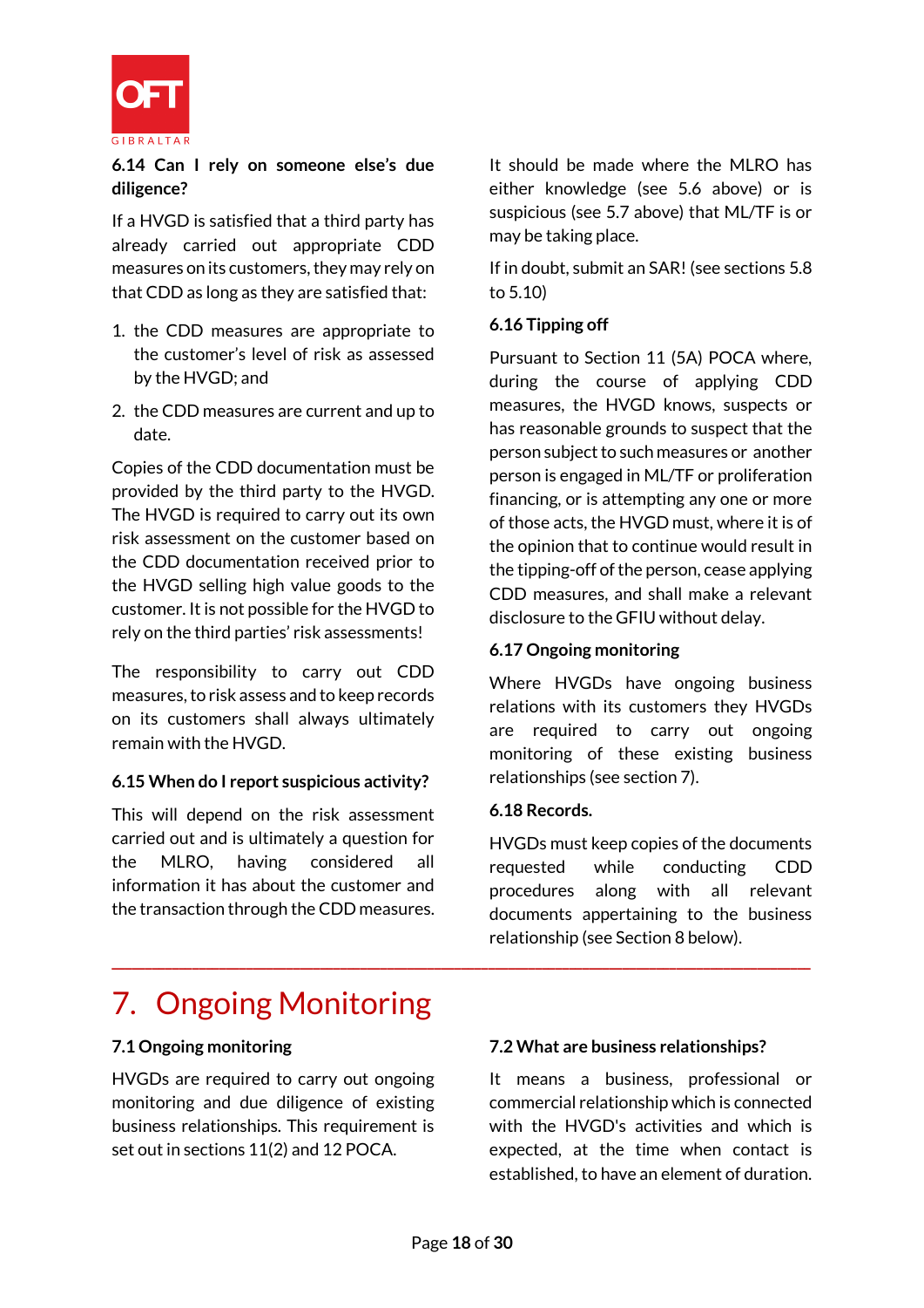### 6.14 Can I rely on someone else's due diligence?

If a HVGD is satisfied that a third party has already carried out appropriate CDD measures on its customers, they may rely on that CDD as long as they are satisfied that:

1. the CDD measures are appropriate to the customer's level of risk as assessed by the HVGD; and
2. the CDD measures are current and up to date.

Copies of the CDD documentation must be provided by the third party to the HVGD. The HVGD is required to carry out its own risk assessment on the customer based on the CDD documentation received prior to the HVGD selling high value goods to the customer. It is not possible for the HVGD to rely on the third parties' risk assessments!

The responsibility to carry out CDD measures, to risk assess and to keep records on its customers shall always ultimately remain with the HVGD.

### 6.15 When do I report suspicious activity?

This will depend on the risk assessment carried out and is ultimately a question for the MLRO, having considered all information it has about the customer and the transaction through the CDD measures.

It should be made where the MLRO has either knowledge (see 5.6 above) or is suspicious (see 5.7 above) that ML/TF is or may be taking place.

If in doubt, submit an SAR! (see sections 5.8 to 5.10)

### 6.16 Tipping off

Pursuant to Section 11 (5A) POCA where, during the course of applying CDD measures, the HVGD knows, suspects or has reasonable grounds to suspect that the person subject to such measures or another person is engaged in ML/TF or proliferation financing, or is attempting any one or more of those acts, the HVGD must, where it is of the opinion that to continue would result in the tipping-off of the person, cease applying CDD measures, and shall make a relevant disclosure to the GFIU without delay.

### 6.17 Ongoing monitoring

Where HVGDs have ongoing business relations with its customers they HVGDs are required to carry out ongoing monitoring of these existing business relationships (see section 7).

### 6.18 Records.

HVGDs must keep copies of the documents requested while conducting CDD procedures along with all relevant documents appertaining to the business relationship (see Section 8 below).

# 7. Ongoing Monitoring

### 7.1 Ongoing monitoring

HVGDs are required to carry out ongoing monitoring and due diligence of existing business relationships. This requirement is set out in sections 11(2) and 12 POCA.

### 7.2 What are business relationships?

It means a business, professional or commercial relationship which is connected with the HVGD's activities and which is expected, at the time when contact is established, to have an element of duration.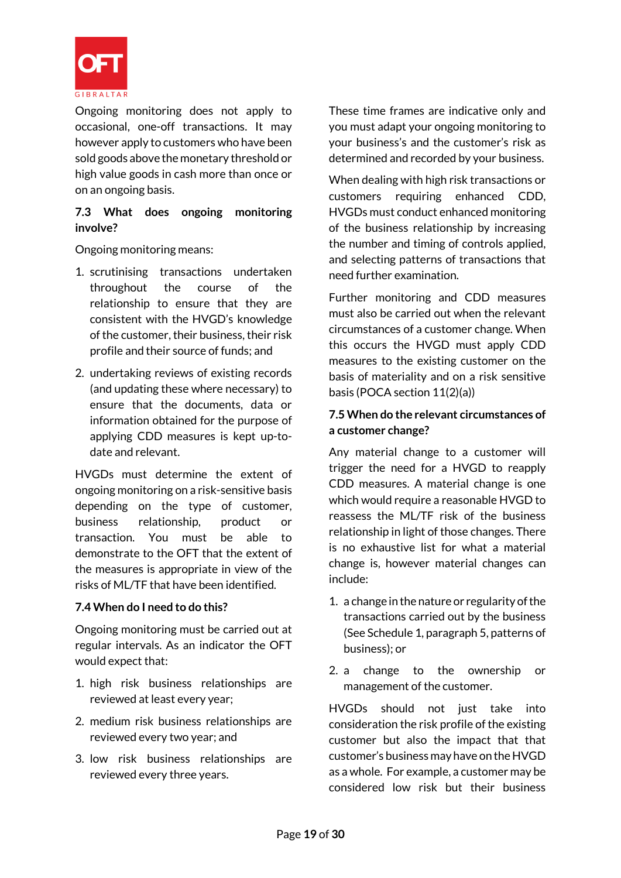Ongoing monitoring does not apply to occasional, one-off transactions. It may however apply to customers who have been sold goods above the monetary threshold or high value goods in cash more than once or on an ongoing basis.

### 7.3 What does ongoing monitoring involve?

Ongoing monitoring means:

1. scrutinising transactions undertaken throughout the course of the relationship to ensure that they are consistent with the HVGD's knowledge of the customer, their business, their risk profile and their source of funds; and
2. undertaking reviews of existing records (and updating these where necessary) to ensure that the documents, data or information obtained for the purpose of applying CDD measures is kept up-to-date and relevant.

HVGDs must determine the extent of ongoing monitoring on a risk-sensitive basis depending on the type of customer, business relationship, product or transaction. You must be able to demonstrate to the OFT that the extent of the measures is appropriate in view of the risks of ML/TF that have been identified.

### 7.4 When do I need to do this?

Ongoing monitoring must be carried out at regular intervals. As an indicator the OFT would expect that:

1. high risk business relationships are reviewed at least every year;
2. medium risk business relationships are reviewed every two year; and
3. low risk business relationships are reviewed every three years.

These time frames are indicative only and you must adapt your ongoing monitoring to your business's and the customer's risk as determined and recorded by your business.

When dealing with high risk transactions or customers requiring enhanced CDD, HVGDs must conduct enhanced monitoring of the business relationship by increasing the number and timing of controls applied, and selecting patterns of transactions that need further examination.

Further monitoring and CDD measures must also be carried out when the relevant circumstances of a customer change. When this occurs the HVGD must apply CDD measures to the existing customer on the basis of materiality and on a risk sensitive basis (POCA section 11(2)(a))

### 7.5 When do the relevant circumstances of a customer change?

Any material change to a customer will trigger the need for a HVGD to reapply CDD measures. A material change is one which would require a reasonable HVGD to reassess the ML/TF risk of the business relationship in light of those changes. There is no exhaustive list for what a material change is, however material changes can include:

1. a change in the nature or regularity of the transactions carried out by the business (See Schedule 1, paragraph 5, patterns of business); or
2. a change to the ownership or management of the customer.

HVGDs should not just take into consideration the risk profile of the existing customer but also the impact that that customer's business may have on the HVGD as a whole. For example, a customer may be considered low risk but their business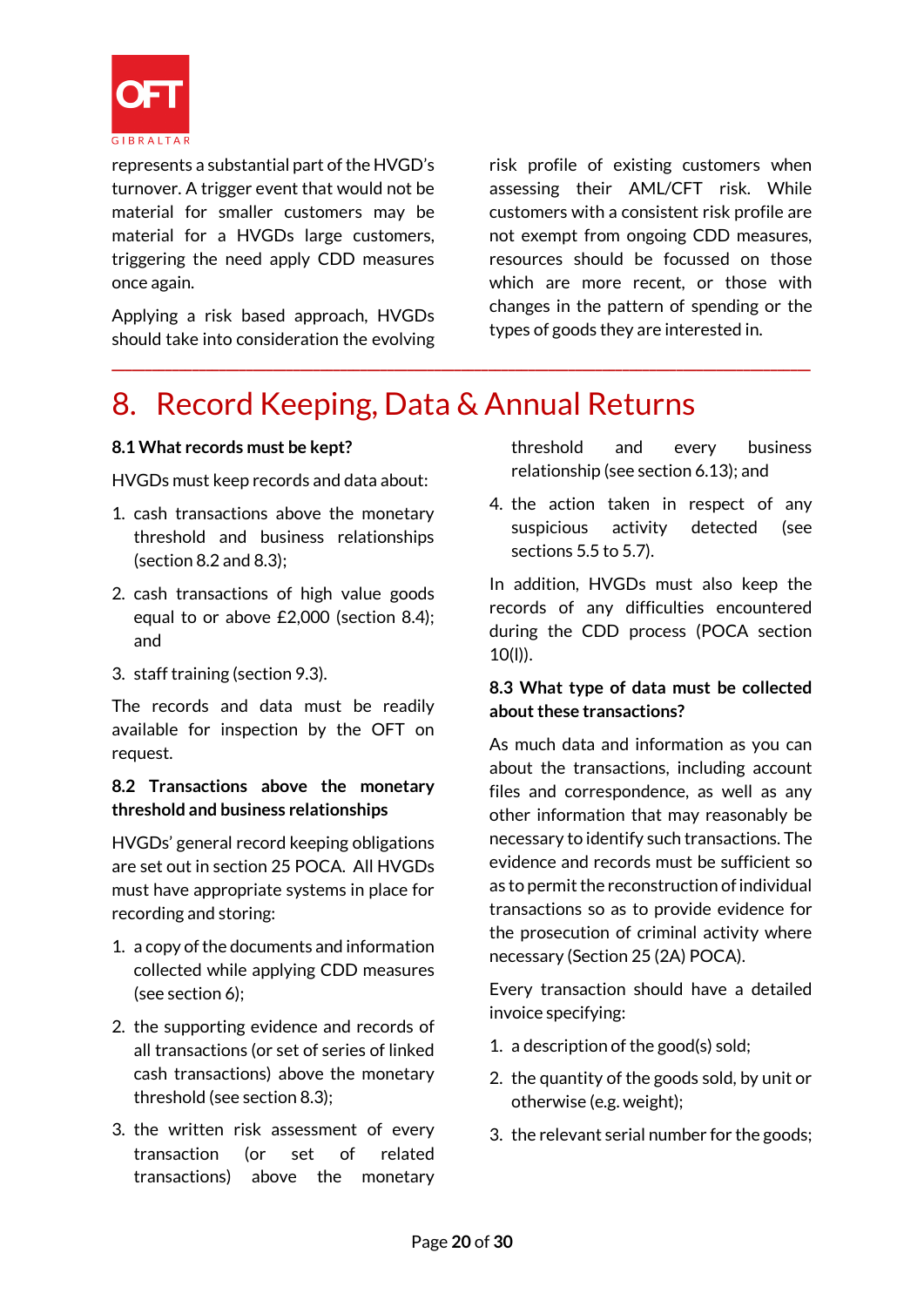represents a substantial part of the HVGD's turnover. A trigger event that would not be material for smaller customers may be material for a HVGDs large customers, triggering the need apply CDD measures once again.

Applying a risk based approach, HVGDs should take into consideration the evolving risk profile of existing customers when assessing their AML/CFT risk. While customers with a consistent risk profile are not exempt from ongoing CDD measures, resources should be focussed on those which are more recent, or those with changes in the pattern of spending or the types of goods they are interested in.

# 8. Record Keeping, Data & Annual Returns

**8.1 What records must be kept?**

HVGDs must keep records and data about:

1. cash transactions above the monetary threshold and business relationships (section 8.2 and 8.3);
2. cash transactions of high value goods equal to or above £2,000 (section 8.4); and
3. staff training (section 9.3).

The records and data must be readily available for inspection by the OFT on request.

**8.2 Transactions above the monetary threshold and business relationships**

HVGDs' general record keeping obligations are set out in section 25 POCA. All HVGDs must have appropriate systems in place for recording and storing:

1. a copy of the documents and information collected while applying CDD measures (see section 6);
2. the supporting evidence and records of all transactions (or set of series of linked cash transactions) above the monetary threshold (see section 8.3);
3. the written risk assessment of every transaction (or set of related transactions) above the monetary threshold and every business relationship (see section 6.13); and
4. the action taken in respect of any suspicious activity detected (see sections 5.5 to 5.7).

In addition, HVGDs must also keep the records of any difficulties encountered during the CDD process (POCA section 10(l)).

**8.3 What type of data must be collected about these transactions?**

As much data and information as you can about the transactions, including account files and correspondence, as well as any other information that may reasonably be necessary to identify such transactions. The evidence and records must be sufficient so as to permit the reconstruction of individual transactions so as to provide evidence for the prosecution of criminal activity where necessary (Section 25 (2A) POCA).

Every transaction should have a detailed invoice specifying:

1. a description of the good(s) sold;
2. the quantity of the goods sold, by unit or otherwise (e.g. weight);
3. the relevant serial number for the goods;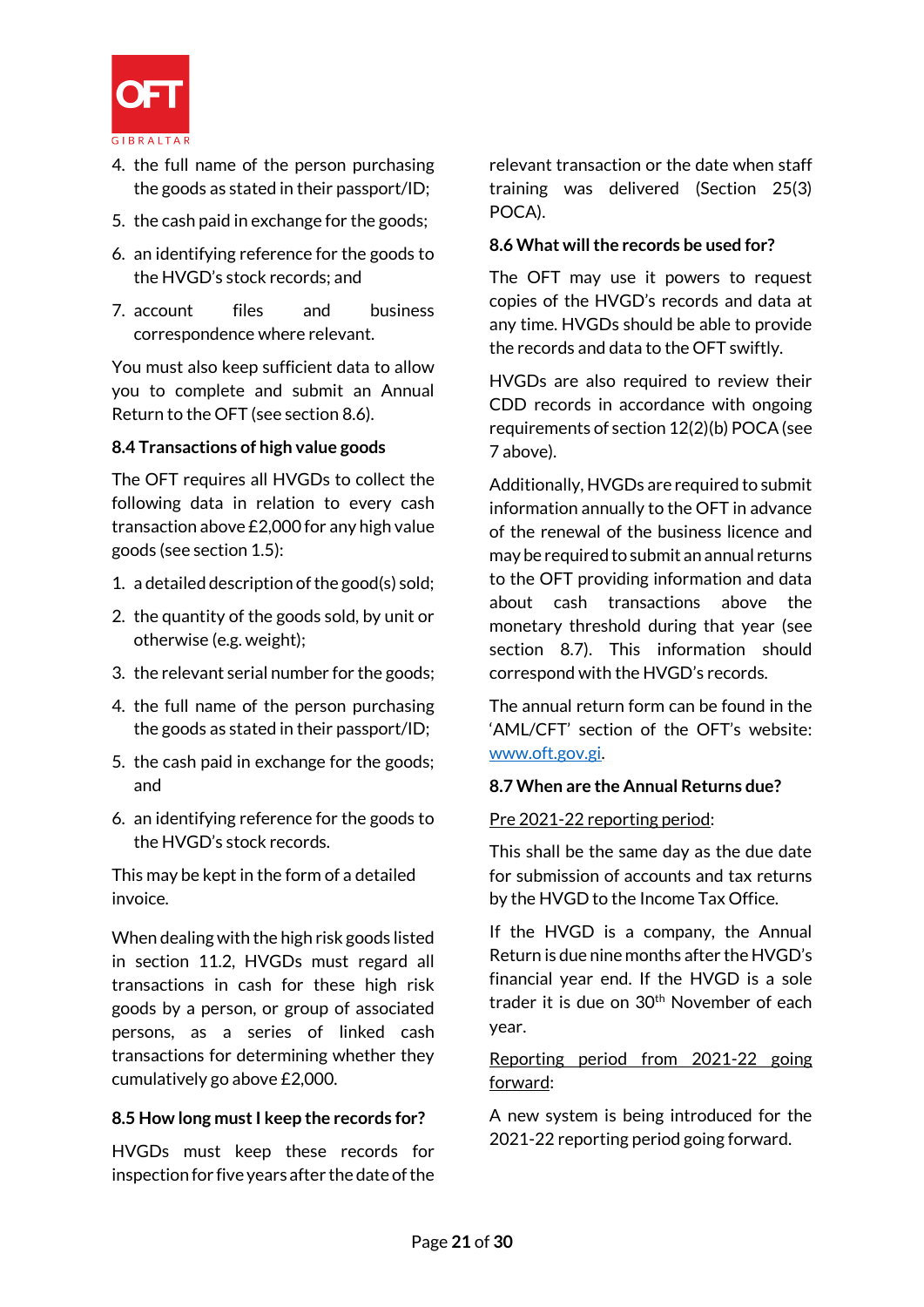4. the full name of the person purchasing the goods as stated in their passport/ID;
5. the cash paid in exchange for the goods;
6. an identifying reference for the goods to the HVGD's stock records; and
7. account files and business correspondence where relevant.

You must also keep sufficient data to allow you to complete and submit an Annual Return to the OFT (see section 8.6).

### 8.4 Transactions of high value goods

The OFT requires all HVGDs to collect the following data in relation to every cash transaction above £2,000 for any high value goods (see section 1.5):

1. a detailed description of the good(s) sold;
2. the quantity of the goods sold, by unit or otherwise (e.g. weight);
3. the relevant serial number for the goods;
4. the full name of the person purchasing the goods as stated in their passport/ID;
5. the cash paid in exchange for the goods; and
6. an identifying reference for the goods to the HVGD's stock records.

This may be kept in the form of a detailed invoice.

When dealing with the high risk goods listed in section 11.2, HVGDs must regard all transactions in cash for these high risk goods by a person, or group of associated persons, as a series of linked cash transactions for determining whether they cumulatively go above £2,000.

### 8.5 How long must I keep the records for?

HVGDs must keep these records for inspection for five years after the date of the relevant transaction or the date when staff training was delivered (Section 25(3) POCA).

### 8.6 What will the records be used for?

The OFT may use it powers to request copies of the HVGD's records and data at any time. HVGDs should be able to provide the records and data to the OFT swiftly.

HVGDs are also required to review their CDD records in accordance with ongoing requirements of section 12(2)(b) POCA (see 7 above).

Additionally, HVGDs are required to submit information annually to the OFT in advance of the renewal of the business licence and may be required to submit an annual returns to the OFT providing information and data about cash transactions above the monetary threshold during that year (see section 8.7). This information should correspond with the HVGD's records.

The annual return form can be found in the 'AML/CFT' section of the OFT's website: www.oft.gov.gi.

### 8.7 When are the Annual Returns due?

Pre 2021-22 reporting period:

This shall be the same day as the due date for submission of accounts and tax returns by the HVGD to the Income Tax Office.

If the HVGD is a company, the Annual Return is due nine months after the HVGD's financial year end. If the HVGD is a sole trader it is due on 30th November of each year.

Reporting period from 2021-22 going forward:

A new system is being introduced for the 2021-22 reporting period going forward.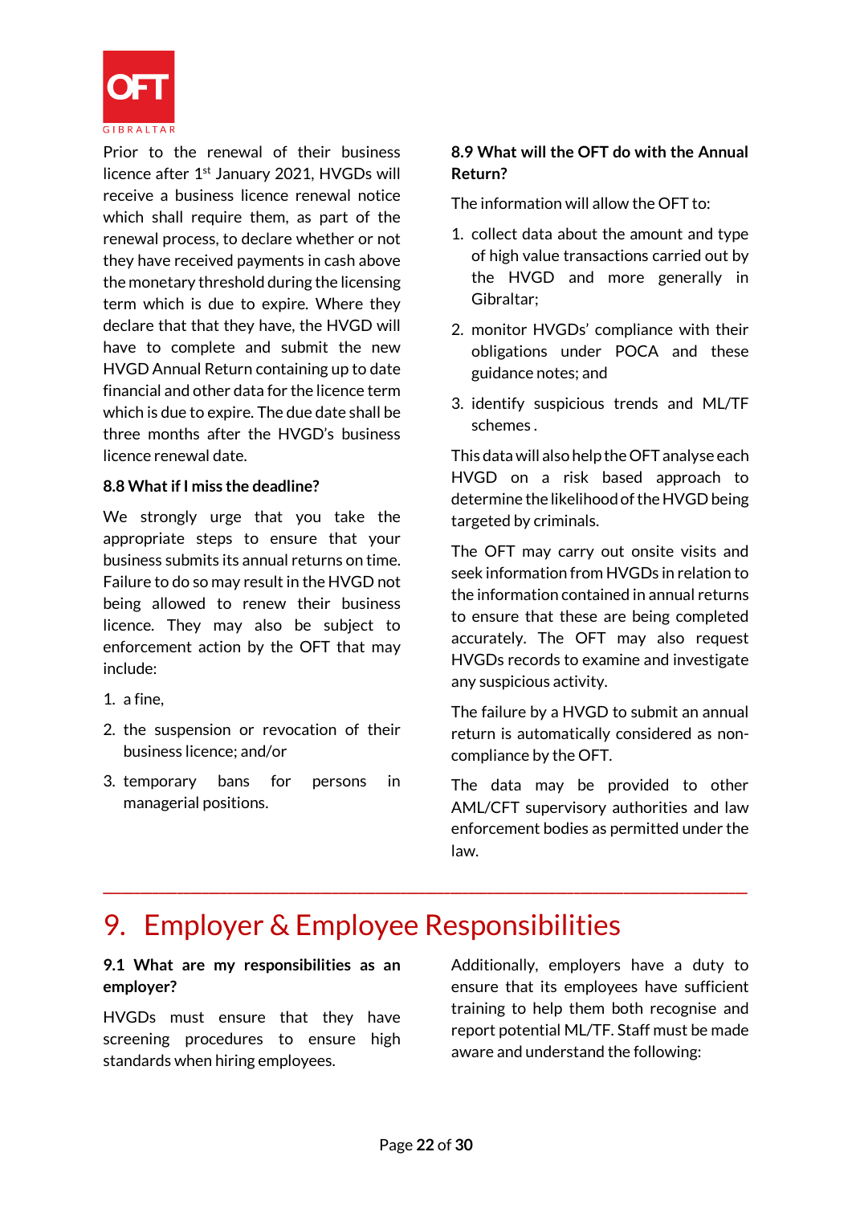Prior to the renewal of their business licence after 1st January 2021, HVGDs will receive a business licence renewal notice which shall require them, as part of the renewal process, to declare whether or not they have received payments in cash above the monetary threshold during the licensing term which is due to expire. Where they declare that that they have, the HVGD will have to complete and submit the new HVGD Annual Return containing up to date financial and other data for the licence term which is due to expire. The due date shall be three months after the HVGD's business licence renewal date.

**8.8 What if I miss the deadline?**

We strongly urge that you take the appropriate steps to ensure that your business submits its annual returns on time. Failure to do so may result in the HVGD not being allowed to renew their business licence. They may also be subject to enforcement action by the OFT that may include:

1. a fine,
2. the suspension or revocation of their business licence; and/or
3. temporary bans for persons in managerial positions.

**8.9 What will the OFT do with the Annual Return?**

The information will allow the OFT to:

1. collect data about the amount and type of high value transactions carried out by the HVGD and more generally in Gibraltar;
2. monitor HVGDs' compliance with their obligations under POCA and these guidance notes; and
3. identify suspicious trends and ML/TF schemes .

This data will also help the OFT analyse each HVGD on a risk based approach to determine the likelihood of the HVGD being targeted by criminals.

The OFT may carry out onsite visits and seek information from HVGDs in relation to the information contained in annual returns to ensure that these are being completed accurately. The OFT may also request HVGDs records to examine and investigate any suspicious activity.

The failure by a HVGD to submit an annual return is automatically considered as non-compliance by the OFT.

The data may be provided to other AML/CFT supervisory authorities and law enforcement bodies as permitted under the law.

# 9. Employer & Employee Responsibilities

**9.1 What are my responsibilities as an employer?**

HVGDs must ensure that they have screening procedures to ensure high standards when hiring employees.

Additionally, employers have a duty to ensure that its employees have sufficient training to help them both recognise and report potential ML/TF. Staff must be made aware and understand the following: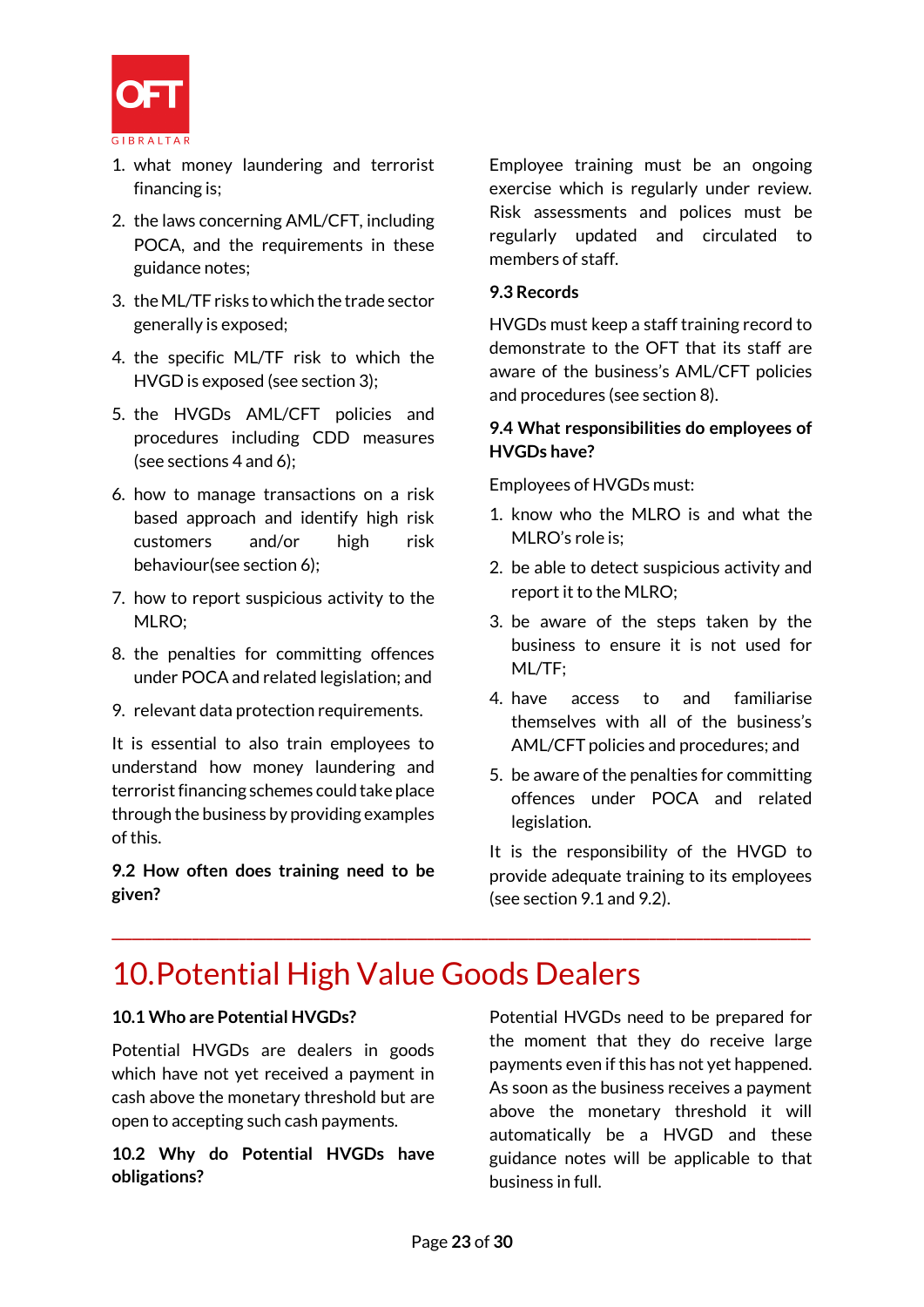1. what money laundering and terrorist financing is;
2. the laws concerning AML/CFT, including POCA, and the requirements in these guidance notes;
3. the ML/TF risks to which the trade sector generally is exposed;
4. the specific ML/TF risk to which the HVGD is exposed (see section 3);
5. the HVGDs AML/CFT policies and procedures including CDD measures (see sections 4 and 6);
6. how to manage transactions on a risk based approach and identify high risk customers and/or high risk behaviour(see section 6);
7. how to report suspicious activity to the MLRO;
8. the penalties for committing offences under POCA and related legislation; and
9. relevant data protection requirements.

It is essential to also train employees to understand how money laundering and terrorist financing schemes could take place through the business by providing examples of this.

### 9.2 How often does training need to be given?

Employee training must be an ongoing exercise which is regularly under review. Risk assessments and polices must be regularly updated and circulated to members of staff.

### 9.3 Records

HVGDs must keep a staff training record to demonstrate to the OFT that its staff are aware of the business's AML/CFT policies and procedures (see section 8).

### 9.4 What responsibilities do employees of HVGDs have?

Employees of HVGDs must:

1. know who the MLRO is and what the MLRO's role is;
2. be able to detect suspicious activity and report it to the MLRO;
3. be aware of the steps taken by the business to ensure it is not used for ML/TF;
4. have access to and familiarise themselves with all of the business's AML/CFT policies and procedures; and
5. be aware of the penalties for committing offences under POCA and related legislation.

It is the responsibility of the HVGD to provide adequate training to its employees (see section 9.1 and 9.2).

---

# 10. Potential High Value Goods Dealers

### 10.1 Who are Potential HVGDs?

Potential HVGDs are dealers in goods which have not yet received a payment in cash above the monetary threshold but are open to accepting such cash payments.

### 10.2 Why do Potential HVGDs have obligations?

Potential HVGDs need to be prepared for the moment that they do receive large payments even if this has not yet happened. As soon as the business receives a payment above the monetary threshold it will automatically be a HVGD and these guidance notes will be applicable to that business in full.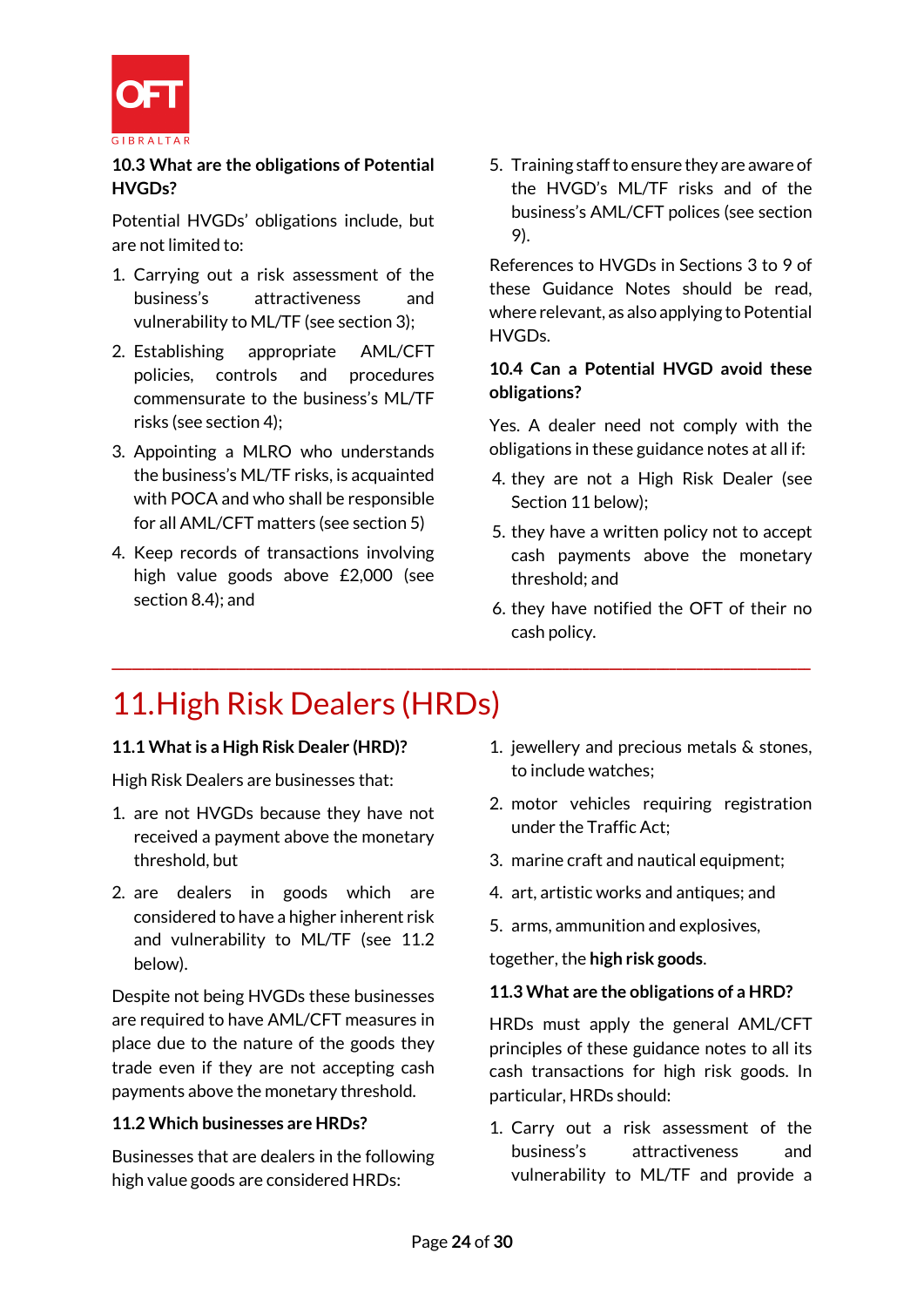### 10.3 What are the obligations of Potential HVGDs?

Potential HVGDs' obligations include, but are not limited to:

1. Carrying out a risk assessment of the business's attractiveness and vulnerability to ML/TF (see section 3);
2. Establishing appropriate AML/CFT policies, controls and procedures commensurate to the business's ML/TF risks (see section 4);
3. Appointing a MLRO who understands the business's ML/TF risks, is acquainted with POCA and who shall be responsible for all AML/CFT matters (see section 5)
4. Keep records of transactions involving high value goods above £2,000 (see section 8.4); and
5. Training staff to ensure they are aware of the HVGD's ML/TF risks and of the business's AML/CFT polices (see section 9).

References to HVGDs in Sections 3 to 9 of these Guidance Notes should be read, where relevant, as also applying to Potential HVGDs.

### 10.4 Can a Potential HVGD avoid these obligations?

Yes. A dealer need not comply with the obligations in these guidance notes at all if:

4. they are not a High Risk Dealer (see Section 11 below);
5. they have a written policy not to accept cash payments above the monetary threshold; and
6. they have notified the OFT of their no cash policy.

---

# 11. High Risk Dealers (HRDs)

### 11.1 What is a High Risk Dealer (HRD)?

High Risk Dealers are businesses that:

1. are not HVGDs because they have not received a payment above the monetary threshold, but
2. are dealers in goods which are considered to have a higher inherent risk and vulnerability to ML/TF (see 11.2 below).

Despite not being HVGDs these businesses are required to have AML/CFT measures in place due to the nature of the goods they trade even if they are not accepting cash payments above the monetary threshold.

### 11.2 Which businesses are HRDs?

Businesses that are dealers in the following high value goods are considered HRDs:

1. jewellery and precious metals & stones, to include watches;
2. motor vehicles requiring registration under the Traffic Act;
3. marine craft and nautical equipment;
4. art, artistic works and antiques; and
5. arms, ammunition and explosives,

together, the **high risk goods**.

### 11.3 What are the obligations of a HRD?

HRDs must apply the general AML/CFT principles of these guidance notes to all its cash transactions for high risk goods. In particular, HRDs should:

1. Carry out a risk assessment of the business's attractiveness and vulnerability to ML/TF and provide a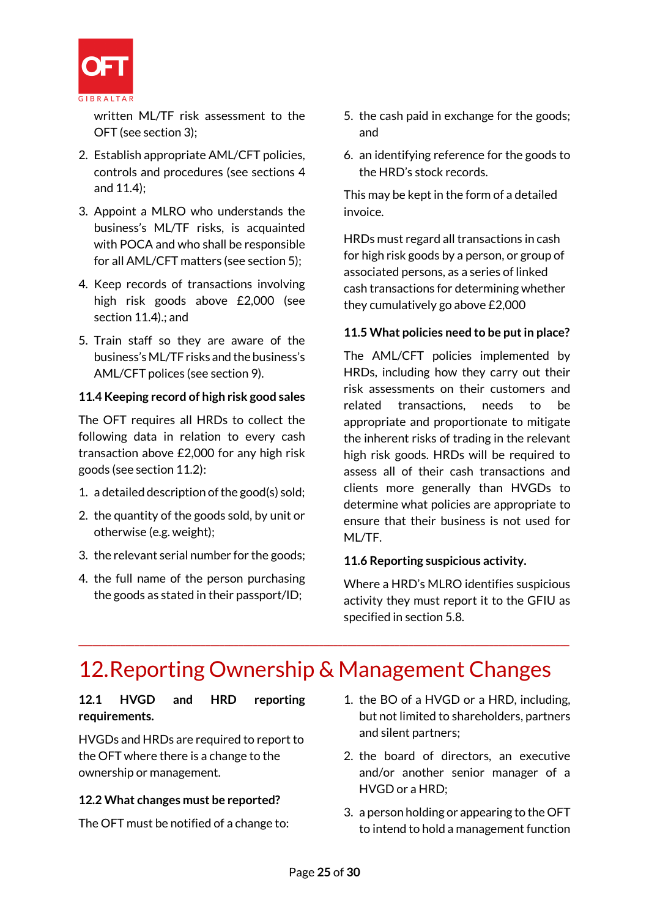written ML/TF risk assessment to the OFT (see section 3);

2. Establish appropriate AML/CFT policies, controls and procedures (see sections 4 and 11.4);
3. Appoint a MLRO who understands the business's ML/TF risks, is acquainted with POCA and who shall be responsible for all AML/CFT matters (see section 5);
4. Keep records of transactions involving high risk goods above £2,000 (see section 11.4).; and
5. Train staff so they are aware of the business's ML/TF risks and the business's AML/CFT polices (see section 9).

**11.4 Keeping record of high risk good sales**

The OFT requires all HRDs to collect the following data in relation to every cash transaction above £2,000 for any high risk goods (see section 11.2):

1. a detailed description of the good(s) sold;
2. the quantity of the goods sold, by unit or otherwise (e.g. weight);
3. the relevant serial number for the goods;
4. the full name of the person purchasing the goods as stated in their passport/ID;
5. the cash paid in exchange for the goods; and
6. an identifying reference for the goods to the HRD's stock records.

This may be kept in the form of a detailed invoice.

HRDs must regard all transactions in cash for high risk goods by a person, or group of associated persons, as a series of linked cash transactions for determining whether they cumulatively go above £2,000

**11.5 What policies need to be put in place?**

The AML/CFT policies implemented by HRDs, including how they carry out their risk assessments on their customers and related transactions, needs to be appropriate and proportionate to mitigate the inherent risks of trading in the relevant high risk goods. HRDs will be required to assess all of their cash transactions and clients more generally than HVGDs to determine what policies are appropriate to ensure that their business is not used for ML/TF.

**11.6 Reporting suspicious activity.**

Where a HRD's MLRO identifies suspicious activity they must report it to the GFIU as specified in section 5.8.

---

# 12. Reporting Ownership & Management Changes

**12.1 HVGD and HRD reporting requirements.**

HVGDs and HRDs are required to report to the OFT where there is a change to the ownership or management.

**12.2 What changes must be reported?**

The OFT must be notified of a change to:

1. the BO of a HVGD or a HRD, including, but not limited to shareholders, partners and silent partners;
2. the board of directors, an executive and/or another senior manager of a HVGD or a HRD;
3. a person holding or appearing to the OFT to intend to hold a management function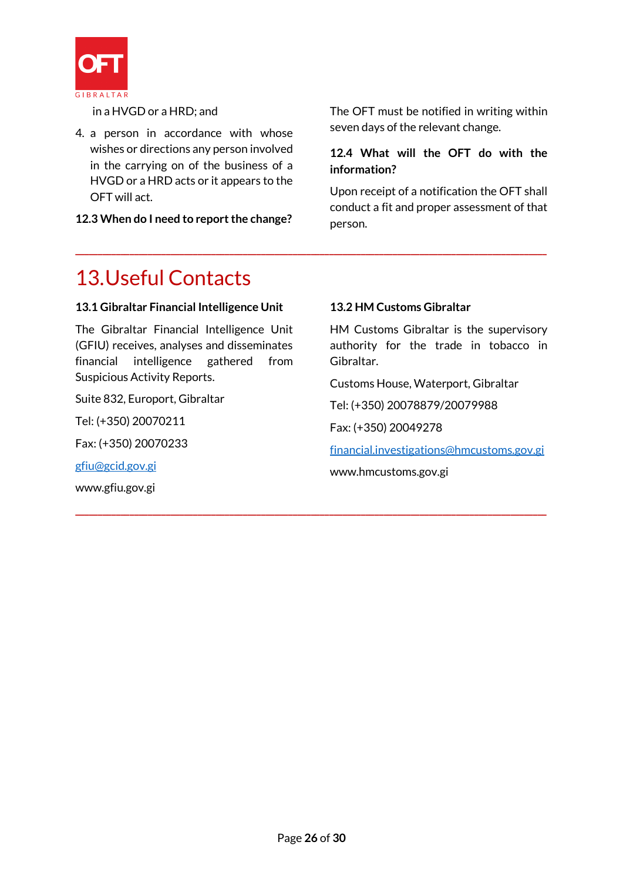in a HVGD or a HRD; and

4. a person in accordance with whose wishes or directions any person involved in the carrying on of the business of a HVGD or a HRD acts or it appears to the OFT will act.

**12.3 When do I need to report the change?**

The OFT must be notified in writing within seven days of the relevant change.

**12.4 What will the OFT do with the information?**

Upon receipt of a notification the OFT shall conduct a fit and proper assessment of that person.

---

# 13. Useful Contacts

**13.1 Gibraltar Financial Intelligence Unit**

The Gibraltar Financial Intelligence Unit (GFIU) receives, analyses and disseminates financial intelligence gathered from Suspicious Activity Reports.

Suite 832, Europort, Gibraltar

Tel: (+350) 20070211

Fax: (+350) 20070233

gfiu@gcid.gov.gi

www.gfiu.gov.gi

**13.2 HM Customs Gibraltar**

HM Customs Gibraltar is the supervisory authority for the trade in tobacco in Gibraltar.

Customs House, Waterport, Gibraltar

Tel: (+350) 20078879/20079988

Fax: (+350) 20049278

financial.investigations@hmcustoms.gov.gi

www.hmcustoms.gov.gi

---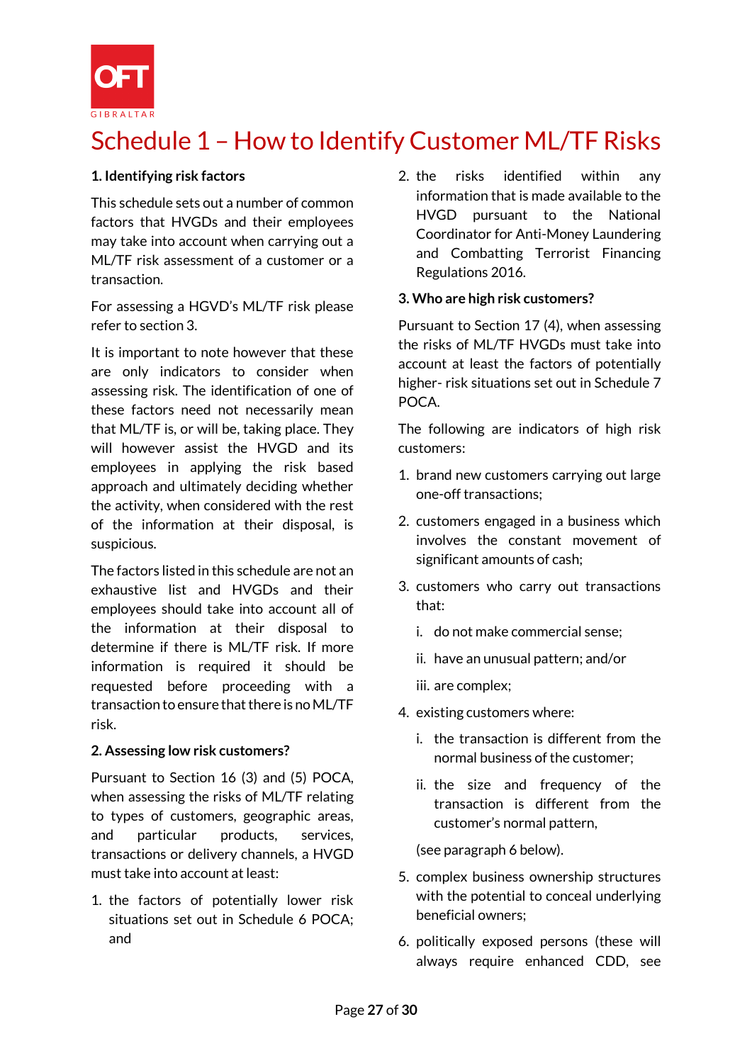# Schedule 1 – How to Identify Customer ML/TF Risks

**1. Identifying risk factors**

This schedule sets out a number of common factors that HVGDs and their employees may take into account when carrying out a ML/TF risk assessment of a customer or a transaction.

For assessing a HGVD's ML/TF risk please refer to section 3.

It is important to note however that these are only indicators to consider when assessing risk. The identification of one of these factors need not necessarily mean that ML/TF is, or will be, taking place. They will however assist the HVGD and its employees in applying the risk based approach and ultimately deciding whether the activity, when considered with the rest of the information at their disposal, is suspicious.

The factors listed in this schedule are not an exhaustive list and HVGDs and their employees should take into account all of the information at their disposal to determine if there is ML/TF risk. If more information is required it should be requested before proceeding with a transaction to ensure that there is no ML/TF risk.

**2. Assessing low risk customers?**

Pursuant to Section 16 (3) and (5) POCA, when assessing the risks of ML/TF relating to types of customers, geographic areas, and particular products, services, transactions or delivery channels, a HVGD must take into account at least:

1. the factors of potentially lower risk situations set out in Schedule 6 POCA; and
2. the risks identified within any information that is made available to the HVGD pursuant to the National Coordinator for Anti-Money Laundering and Combatting Terrorist Financing Regulations 2016.

**3. Who are high risk customers?**

Pursuant to Section 17 (4), when assessing the risks of ML/TF HVGDs must take into account at least the factors of potentially higher- risk situations set out in Schedule 7 POCA.

The following are indicators of high risk customers:

1. brand new customers carrying out large one-off transactions;
2. customers engaged in a business which involves the constant movement of significant amounts of cash;
3. customers who carry out transactions that:
   i. do not make commercial sense;
   ii. have an unusual pattern; and/or
   iii. are complex;
4. existing customers where:
   i. the transaction is different from the normal business of the customer;
   ii. the size and frequency of the transaction is different from the customer's normal pattern,

   (see paragraph 6 below).
5. complex business ownership structures with the potential to conceal underlying beneficial owners;
6. politically exposed persons (these will always require enhanced CDD, see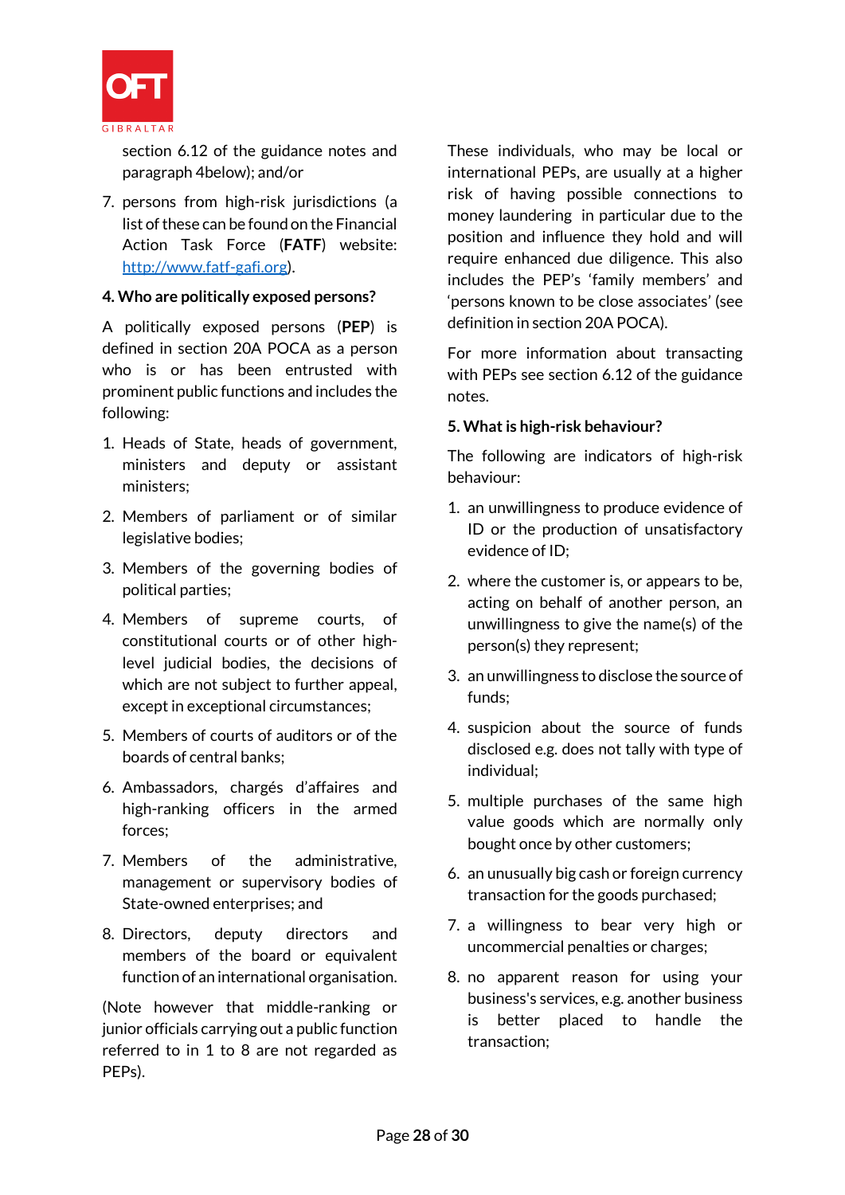section 6.12 of the guidance notes and paragraph 4below); and/or

7. persons from high-risk jurisdictions (a list of these can be found on the Financial Action Task Force (**FATF**) website: [http://www.fatf-gafi.org](http://www.fatf-gafi.org)).

**4. Who are politically exposed persons?**

A politically exposed persons (**PEP**) is defined in section 20A POCA as a person who is or has been entrusted with prominent public functions and includes the following:

1. Heads of State, heads of government, ministers and deputy or assistant ministers;
2. Members of parliament or of similar legislative bodies;
3. Members of the governing bodies of political parties;
4. Members of supreme courts, of constitutional courts or of other high-level judicial bodies, the decisions of which are not subject to further appeal, except in exceptional circumstances;
5. Members of courts of auditors or of the boards of central banks;
6. Ambassadors, chargés d'affaires and high-ranking officers in the armed forces;
7. Members of the administrative, management or supervisory bodies of State-owned enterprises; and
8. Directors, deputy directors and members of the board or equivalent function of an international organisation.

(Note however that middle-ranking or junior officials carrying out a public function referred to in 1 to 8 are not regarded as PEPs).

These individuals, who may be local or international PEPs, are usually at a higher risk of having possible connections to money laundering in particular due to the position and influence they hold and will require enhanced due diligence. This also includes the PEP's 'family members' and 'persons known to be close associates' (see definition in section 20A POCA).

For more information about transacting with PEPs see section 6.12 of the guidance notes.

**5. What is high-risk behaviour?**

The following are indicators of high-risk behaviour:

1. an unwillingness to produce evidence of ID or the production of unsatisfactory evidence of ID;
2. where the customer is, or appears to be, acting on behalf of another person, an unwillingness to give the name(s) of the person(s) they represent;
3. an unwillingness to disclose the source of funds;
4. suspicion about the source of funds disclosed e.g. does not tally with type of individual;
5. multiple purchases of the same high value goods which are normally only bought once by other customers;
6. an unusually big cash or foreign currency transaction for the goods purchased;
7. a willingness to bear very high or uncommercial penalties or charges;
8. no apparent reason for using your business's services, e.g. another business is better placed to handle the transaction;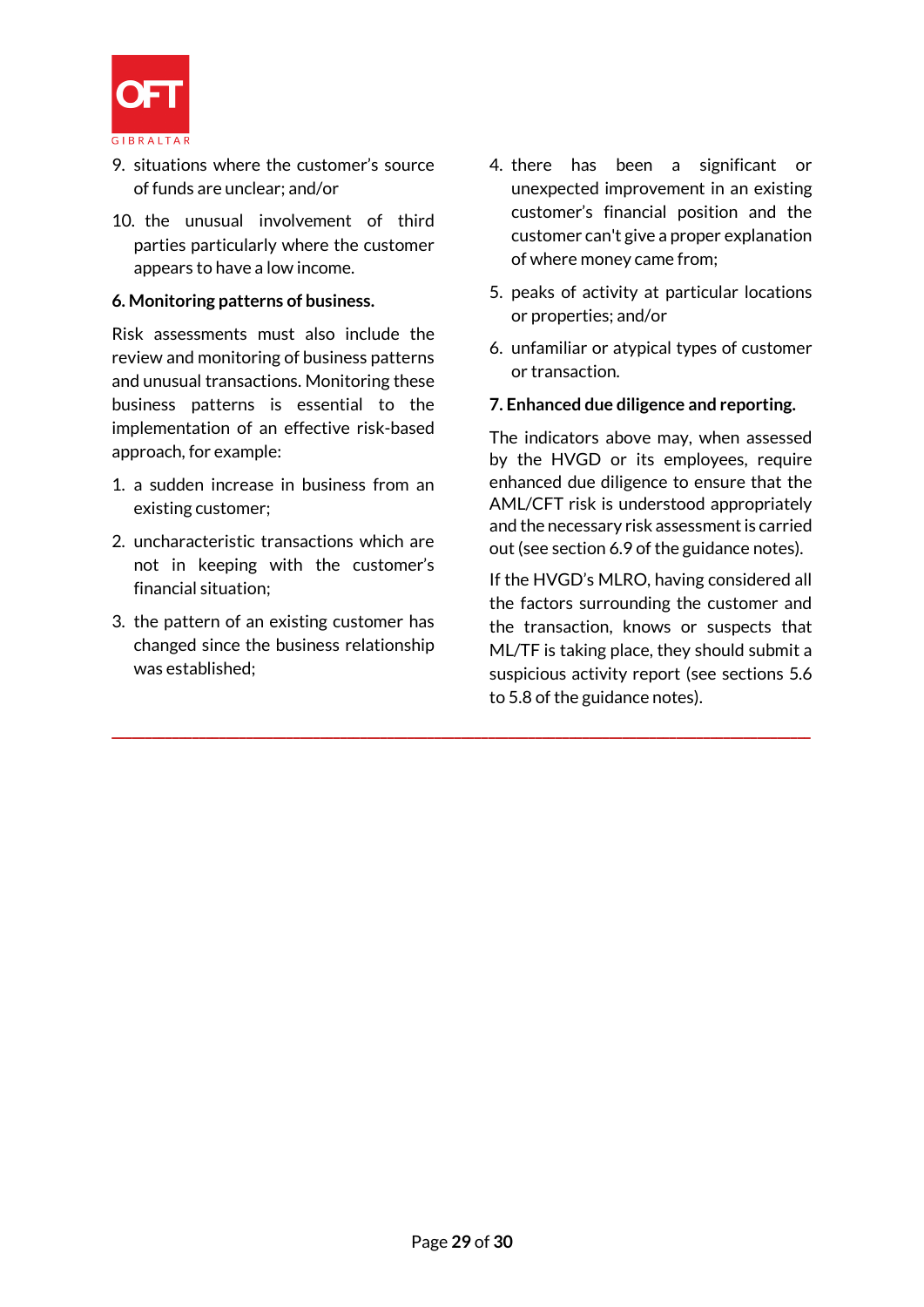9. situations where the customer's source of funds are unclear; and/or

10. the unusual involvement of third parties particularly where the customer appears to have a low income.

**6. Monitoring patterns of business.**

Risk assessments must also include the review and monitoring of business patterns and unusual transactions. Monitoring these business patterns is essential to the implementation of an effective risk-based approach, for example:

1. a sudden increase in business from an existing customer;
2. uncharacteristic transactions which are not in keeping with the customer's financial situation;
3. the pattern of an existing customer has changed since the business relationship was established;
4. there has been a significant or unexpected improvement in an existing customer's financial position and the customer can't give a proper explanation of where money came from;
5. peaks of activity at particular locations or properties; and/or
6. unfamiliar or atypical types of customer or transaction.

**7. Enhanced due diligence and reporting.**

The indicators above may, when assessed by the HVGD or its employees, require enhanced due diligence to ensure that the AML/CFT risk is understood appropriately and the necessary risk assessment is carried out (see section 6.9 of the guidance notes).

If the HVGD's MLRO, having considered all the factors surrounding the customer and the transaction, knows or suspects that ML/TF is taking place, they should submit a suspicious activity report (see sections 5.6 to 5.8 of the guidance notes).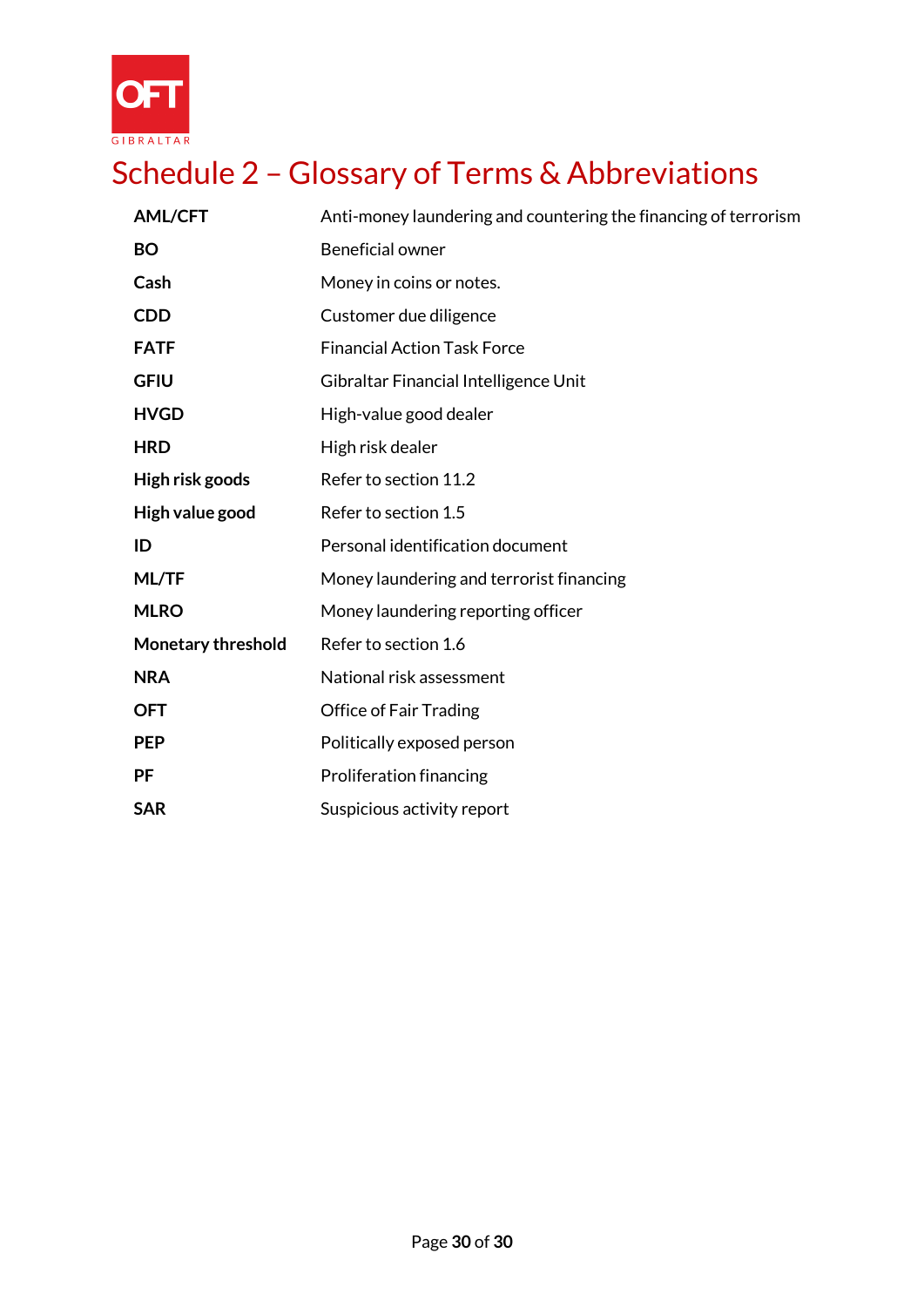# Schedule 2 – Glossary of Terms & Abbreviations

| | |
|---|---|
| **AML/CFT** | Anti-money laundering and countering the financing of terrorism |
| **BO** | Beneficial owner |
| **Cash** | Money in coins or notes. |
| **CDD** | Customer due diligence |
| **FATF** | Financial Action Task Force |
| **GFIU** | Gibraltar Financial Intelligence Unit |
| **HVGD** | High-value good dealer |
| **HRD** | High risk dealer |
| **High risk goods** | Refer to section 11.2 |
| **High value good** | Refer to section 1.5 |
| **ID** | Personal identification document |
| **ML/TF** | Money laundering and terrorist financing |
| **MLRO** | Money laundering reporting officer |
| **Monetary threshold** | Refer to section 1.6 |
| **NRA** | National risk assessment |
| **OFT** | Office of Fair Trading |
| **PEP** | Politically exposed person |
| **PF** | Proliferation financing |
| **SAR** | Suspicious activity report |